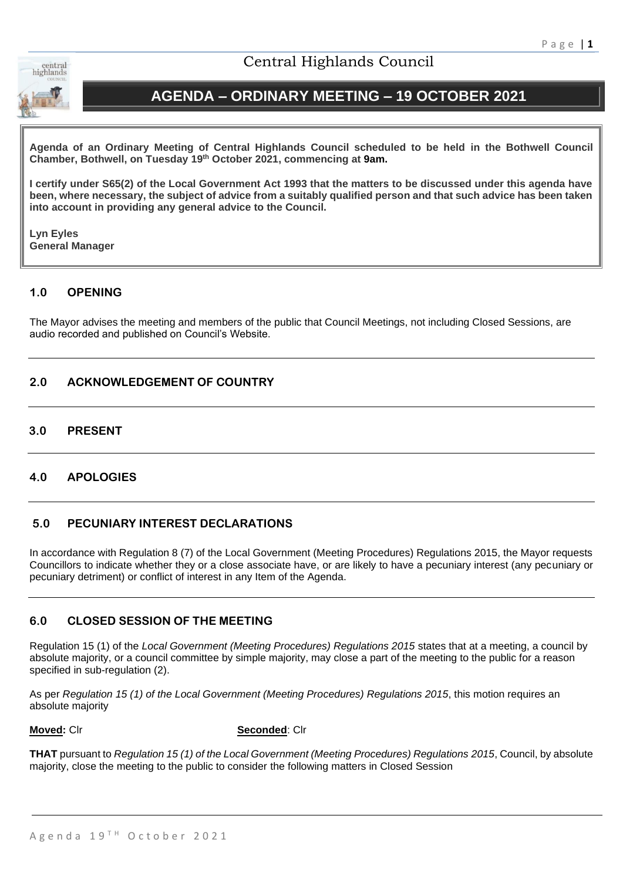# Central Highlands Council

## AGENDA – ORDINARY MEETING – 19 OCTOBER 2021

**Agenda of an Ordinary Meeting of Central Highlands Council scheduled to be held in the Bothwell Council Chamber, Bothwell, on Tuesday 19th October 2021, commencing at 9am.**

**I certify under S65(2) of the Local Government Act 1993 that the matters to be discussed under this agenda have been, where necessary, the subject of advice from a suitably qualified person and that such advice has been taken into account in providing any general advice to the Council.**

**Lyn Eyles**
**General Manager**

### 1.0 OPENING

The Mayor advises the meeting and members of the public that Council Meetings, not including Closed Sessions, are audio recorded and published on Council's Website.

### 2.0 ACKNOWLEDGEMENT OF COUNTRY

### 3.0 PRESENT

### 4.0 APOLOGIES

### 5.0 PECUNIARY INTEREST DECLARATIONS

In accordance with Regulation 8 (7) of the Local Government (Meeting Procedures) Regulations 2015, the Mayor requests Councillors to indicate whether they or a close associate have, or are likely to have a pecuniary interest (any pecuniary or pecuniary detriment) or conflict of interest in any Item of the Agenda.

### 6.0 CLOSED SESSION OF THE MEETING

Regulation 15 (1) of the *Local Government (Meeting Procedures) Regulations 2015* states that at a meeting, a council by absolute majority, or a council committee by simple majority, may close a part of the meeting to the public for a reason specified in sub-regulation (2).

As per *Regulation 15 (1) of the Local Government (Meeting Procedures) Regulations 2015*, this motion requires an absolute majority

**Moved:** Clr **Seconded**: Clr

**THAT** pursuant to *Regulation 15 (1) of the Local Government (Meeting Procedures) Regulations 2015*, Council, by absolute majority, close the meeting to the public to consider the following matters in Closed Session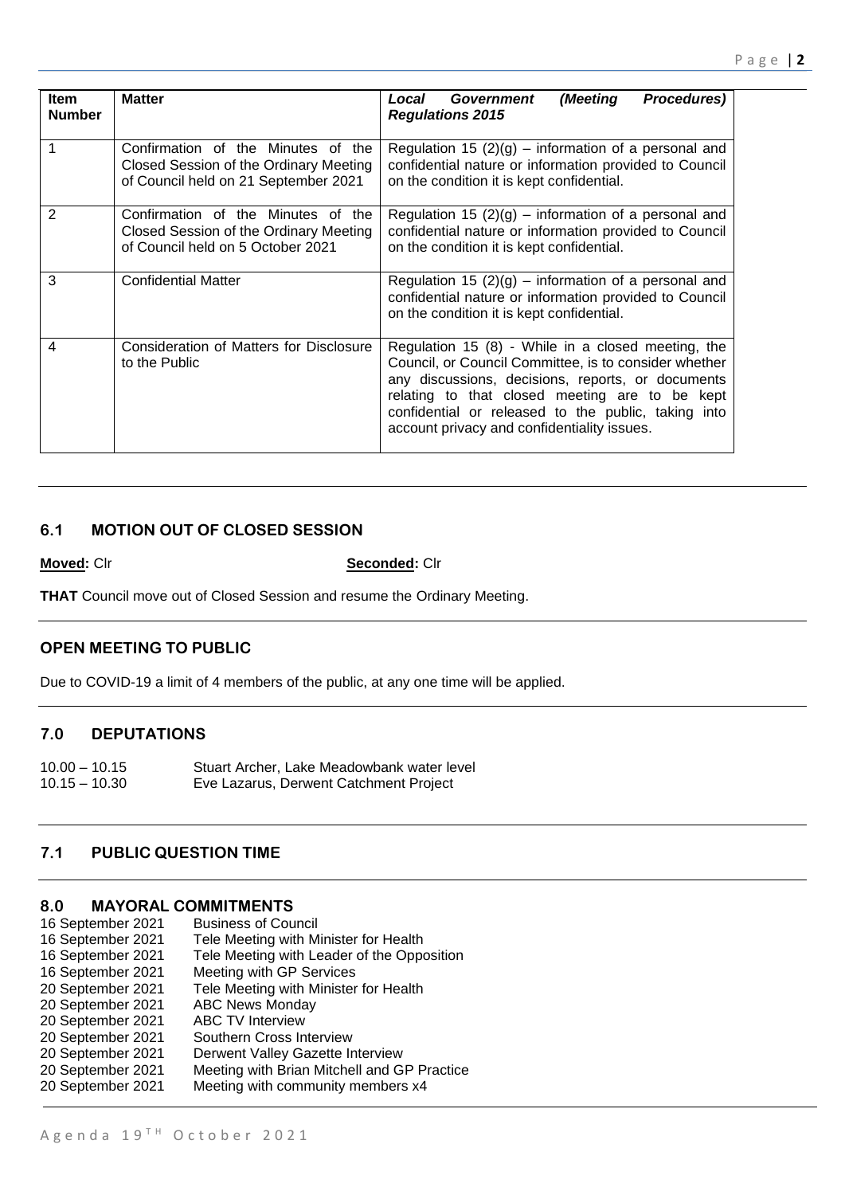| Item Number | Matter | *Local Government (Meeting Procedures) Regulations 2015* |
|---|---|---|
| 1 | Confirmation of the Minutes of the Closed Session of the Ordinary Meeting of Council held on 21 September 2021 | Regulation 15 (2)(g) – information of a personal and confidential nature or information provided to Council on the condition it is kept confidential. |
| 2 | Confirmation of the Minutes of the Closed Session of the Ordinary Meeting of Council held on 5 October 2021 | Regulation 15 (2)(g) – information of a personal and confidential nature or information provided to Council on the condition it is kept confidential. |
| 3 | Confidential Matter | Regulation 15 (2)(g) – information of a personal and confidential nature or information provided to Council on the condition it is kept confidential. |
| 4 | Consideration of Matters for Disclosure to the Public | Regulation 15 (8) - While in a closed meeting, the Council, or Council Committee, is to consider whether any discussions, decisions, reports, or documents relating to that closed meeting are to be kept confidential or released to the public, taking into account privacy and confidentiality issues. |

## 6.1 MOTION OUT OF CLOSED SESSION

**Moved:** Clr **Seconded:** Clr

**THAT** Council move out of Closed Session and resume the Ordinary Meeting.

## OPEN MEETING TO PUBLIC

Due to COVID-19 a limit of 4 members of the public, at any one time will be applied.

## 7.0 DEPUTATIONS

10.00 – 10.15 Stuart Archer, Lake Meadowbank water level
10.15 – 10.30 Eve Lazarus, Derwent Catchment Project

## 7.1 PUBLIC QUESTION TIME

## 8.0 MAYORAL COMMITMENTS

16 September 2021 Business of Council
16 September 2021 Tele Meeting with Minister for Health
16 September 2021 Tele Meeting with Leader of the Opposition
16 September 2021 Meeting with GP Services
20 September 2021 Tele Meeting with Minister for Health
20 September 2021 ABC News Monday
20 September 2021 ABC TV Interview
20 September 2021 Southern Cross Interview
20 September 2021 Derwent Valley Gazette Interview
20 September 2021 Meeting with Brian Mitchell and GP Practice
20 September 2021 Meeting with community members x4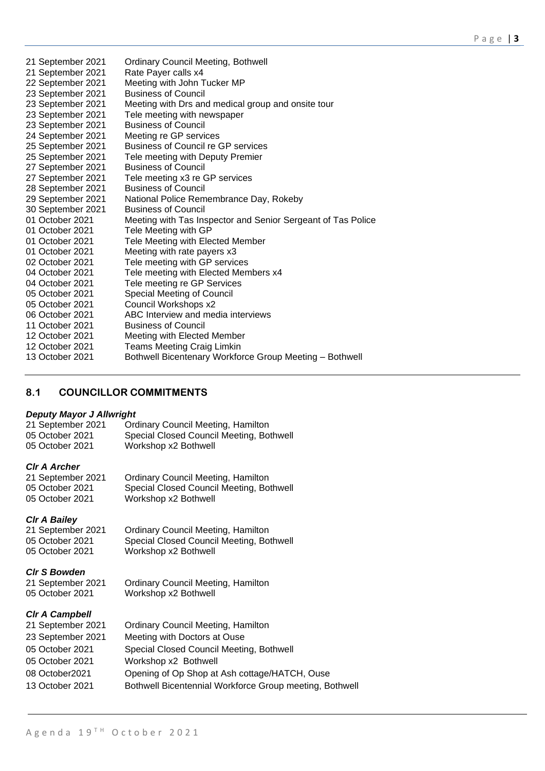| | |
|---|---|
| 21 September 2021 | Ordinary Council Meeting, Bothwell |
| 21 September 2021 | Rate Payer calls x4 |
| 22 September 2021 | Meeting with John Tucker MP |
| 23 September 2021 | Business of Council |
| 23 September 2021 | Meeting with Drs and medical group and onsite tour |
| 23 September 2021 | Tele meeting with newspaper |
| 23 September 2021 | Business of Council |
| 24 September 2021 | Meeting re GP services |
| 25 September 2021 | Business of Council re GP services |
| 25 September 2021 | Tele meeting with Deputy Premier |
| 27 September 2021 | Business of Council |
| 27 September 2021 | Tele meeting x3 re GP services |
| 28 September 2021 | Business of Council |
| 29 September 2021 | National Police Remembrance Day, Rokeby |
| 30 September 2021 | Business of Council |
| 01 October 2021 | Meeting with Tas Inspector and Senior Sergeant of Tas Police |
| 01 October 2021 | Tele Meeting with GP |
| 01 October 2021 | Tele Meeting with Elected Member |
| 01 October 2021 | Meeting with rate payers x3 |
| 02 October 2021 | Tele meeting with GP services |
| 04 October 2021 | Tele meeting with Elected Members x4 |
| 04 October 2021 | Tele meeting re GP Services |
| 05 October 2021 | Special Meeting of Council |
| 05 October 2021 | Council Workshops x2 |
| 06 October 2021 | ABC Interview and media interviews |
| 11 October 2021 | Business of Council |
| 12 October 2021 | Meeting with Elected Member |
| 12 October 2021 | Teams Meeting Craig Limkin |
| 13 October 2021 | Bothwell Bicentenary Workforce Group Meeting – Bothwell |

## 8.1 COUNCILLOR COMMITMENTS

***Deputy Mayor J Allwright***

| | |
|---|---|
| 21 September 2021 | Ordinary Council Meeting, Hamilton |
| 05 October 2021 | Special Closed Council Meeting, Bothwell |
| 05 October 2021 | Workshop x2 Bothwell |

***Clr A Archer***

| | |
|---|---|
| 21 September 2021 | Ordinary Council Meeting, Hamilton |
| 05 October 2021 | Special Closed Council Meeting, Bothwell |
| 05 October 2021 | Workshop x2 Bothwell |

***Clr A Bailey***

| | |
|---|---|
| 21 September 2021 | Ordinary Council Meeting, Hamilton |
| 05 October 2021 | Special Closed Council Meeting, Bothwell |
| 05 October 2021 | Workshop x2 Bothwell |

***Clr S Bowden***

| | |
|---|---|
| 21 September 2021 | Ordinary Council Meeting, Hamilton |
| 05 October 2021 | Workshop x2 Bothwell |

***Clr A Campbell***

| | |
|---|---|
| 21 September 2021 | Ordinary Council Meeting, Hamilton |
| 23 September 2021 | Meeting with Doctors at Ouse |
| 05 October 2021 | Special Closed Council Meeting, Bothwell |
| 05 October 2021 | Workshop x2 Bothwell |
| 08 October2021 | Opening of Op Shop at Ash cottage/HATCH, Ouse |
| 13 October 2021 | Bothwell Bicentennial Workforce Group meeting, Bothwell |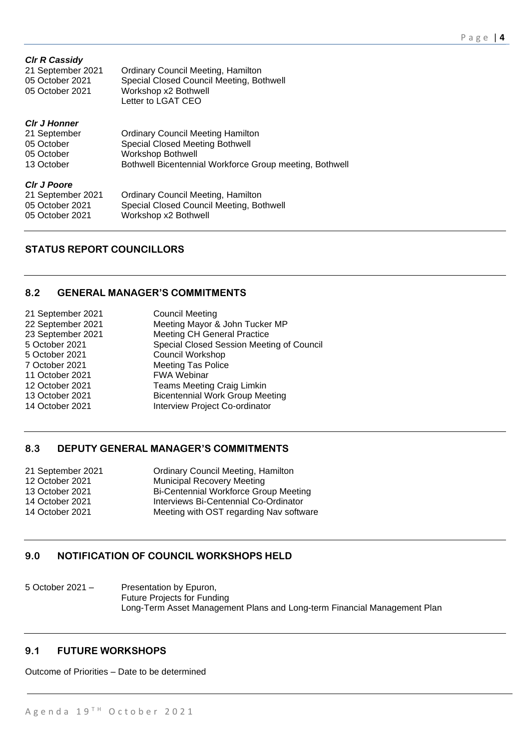***Clr R Cassidy***

| | |
|---|---|
| 21 September 2021 | Ordinary Council Meeting, Hamilton |
| 05 October 2021 | Special Closed Council Meeting, Bothwell |
| 05 October 2021 | Workshop x2 Bothwell |
| | Letter to LGAT CEO |

***Clr J Honner***

| | |
|---|---|
| 21 September | Ordinary Council Meeting Hamilton |
| 05 October | Special Closed Meeting Bothwell |
| 05 October | Workshop Bothwell |
| 13 October | Bothwell Bicentennial Workforce Group meeting, Bothwell |

***Clr J Poore***

| | |
|---|---|
| 21 September 2021 | Ordinary Council Meeting, Hamilton |
| 05 October 2021 | Special Closed Council Meeting, Bothwell |
| 05 October 2021 | Workshop x2 Bothwell |

## STATUS REPORT COUNCILLORS

## 8.2 GENERAL MANAGER'S COMMITMENTS

| | |
|---|---|
| 21 September 2021 | Council Meeting |
| 22 September 2021 | Meeting Mayor & John Tucker MP |
| 23 September 2021 | Meeting CH General Practice |
| 5 October 2021 | Special Closed Session Meeting of Council |
| 5 October 2021 | Council Workshop |
| 7 October 2021 | Meeting Tas Police |
| 11 October 2021 | FWA Webinar |
| 12 October 2021 | Teams Meeting Craig Limkin |
| 13 October 2021 | Bicentennial Work Group Meeting |
| 14 October 2021 | Interview Project Co-ordinator |

## 8.3 DEPUTY GENERAL MANAGER'S COMMITMENTS

| | |
|---|---|
| 21 September 2021 | Ordinary Council Meeting, Hamilton |
| 12 October 2021 | Municipal Recovery Meeting |
| 13 October 2021 | Bi-Centennial Workforce Group Meeting |
| 14 October 2021 | Interviews Bi-Centennial Co-Ordinator |
| 14 October 2021 | Meeting with OST regarding Nav software |

## 9.0 NOTIFICATION OF COUNCIL WORKSHOPS HELD

5 October 2021 – Presentation by Epuron,
Future Projects for Funding
Long-Term Asset Management Plans and Long-term Financial Management Plan

## 9.1 FUTURE WORKSHOPS

Outcome of Priorities – Date to be determined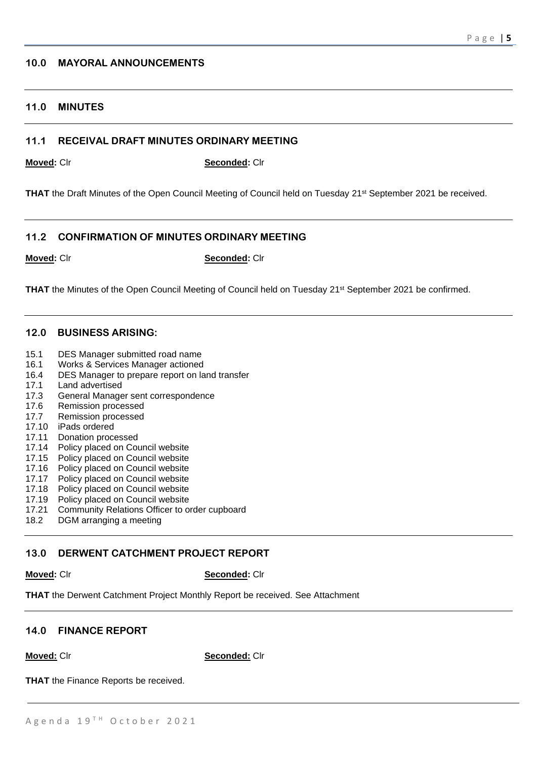## 10.0 MAYORAL ANNOUNCEMENTS

## 11.0 MINUTES

### 11.1 RECEIVAL DRAFT MINUTES ORDINARY MEETING

**Moved:** Clr **Seconded:** Clr

**THAT** the Draft Minutes of the Open Council Meeting of Council held on Tuesday 21st September 2021 be received.

### 11.2 CONFIRMATION OF MINUTES ORDINARY MEETING

**Moved:** Clr **Seconded:** Clr

**THAT** the Minutes of the Open Council Meeting of Council held on Tuesday 21st September 2021 be confirmed.

## 12.0 BUSINESS ARISING:

15.1 DES Manager submitted road name
16.1 Works & Services Manager actioned
16.4 DES Manager to prepare report on land transfer
17.1 Land advertised
17.3 General Manager sent correspondence
17.6 Remission processed
17.7 Remission processed
17.10 iPads ordered
17.11 Donation processed
17.14 Policy placed on Council website
17.15 Policy placed on Council website
17.16 Policy placed on Council website
17.17 Policy placed on Council website
17.18 Policy placed on Council website
17.19 Policy placed on Council website
17.21 Community Relations Officer to order cupboard
18.2 DGM arranging a meeting

## 13.0 DERWENT CATCHMENT PROJECT REPORT

**Moved:** Clr **Seconded:** Clr

**THAT** the Derwent Catchment Project Monthly Report be received. See Attachment

## 14.0 FINANCE REPORT

**Moved:** Clr **Seconded:** Clr

**THAT** the Finance Reports be received.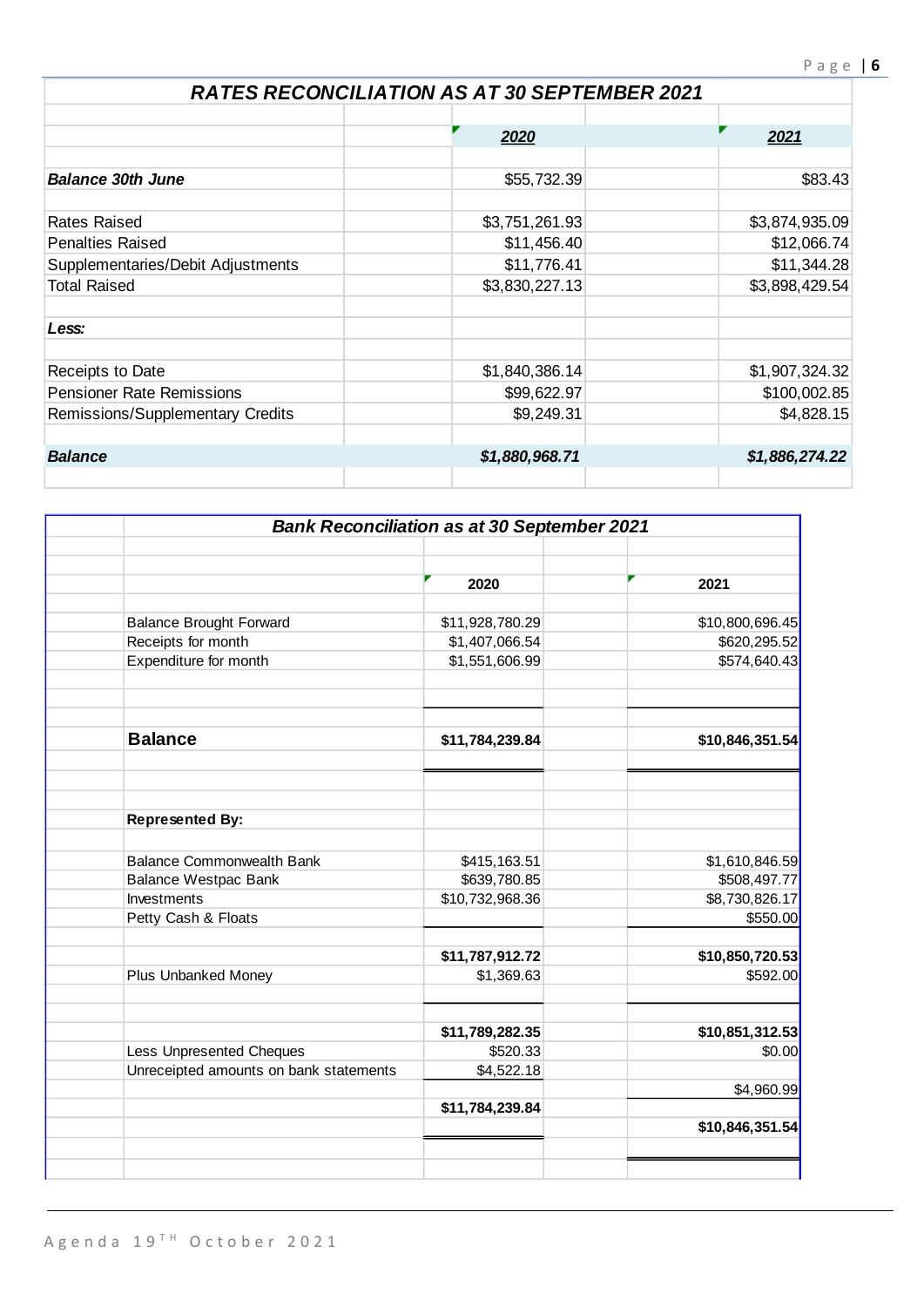## RATES RECONCILIATION AS AT 30 SEPTEMBER 2021

| | 2020 | 2021 |
|---|---|---|
| ***Balance 30th June*** | $55,732.39 | $83.43 |
| Rates Raised | $3,751,261.93 | $3,874,935.09 |
| Penalties Raised | $11,456.40 | $12,066.74 |
| Supplementaries/Debit Adjustments | $11,776.41 | $11,344.28 |
| Total Raised | $3,830,227.13 | $3,898,429.54 |
| ***Less:*** | | |
| Receipts to Date | $1,840,386.14 | $1,907,324.32 |
| Pensioner Rate Remissions | $99,622.97 | $100,002.85 |
| Remissions/Supplementary Credits | $9,249.31 | $4,828.15 |
| ***Balance*** | ***$1,880,968.71*** | ***$1,886,274.22*** |

## Bank Reconciliation as at 30 September 2021

| | 2020 | 2021 |
|---|---|---|
| Balance Brought Forward | $11,928,780.29 | $10,800,696.45 |
| Receipts for month | $1,407,066.54 | $620,295.52 |
| Expenditure for month | $1,551,606.99 | $574,640.43 |
| **Balance** | **$11,784,239.84** | **$10,846,351.54** |
| **Represented By:** | | |
| Balance Commonwealth Bank | $415,163.51 | $1,610,846.59 |
| Balance Westpac Bank | $639,780.85 | $508,497.77 |
| Investments | $10,732,968.36 | $8,730,826.17 |
| Petty Cash & Floats | | $550.00 |
| | **$11,787,912.72** | **$10,850,720.53** |
| Plus Unbanked Money | $1,369.63 | $592.00 |
| | **$11,789,282.35** | **$10,851,312.53** |
| Less Unpresented Cheques | $520.33 | $0.00 |
| Unreceipted amounts on bank statements | $4,522.18 | $4,960.99 |
| | **$11,784,239.84** | **$10,846,351.54** |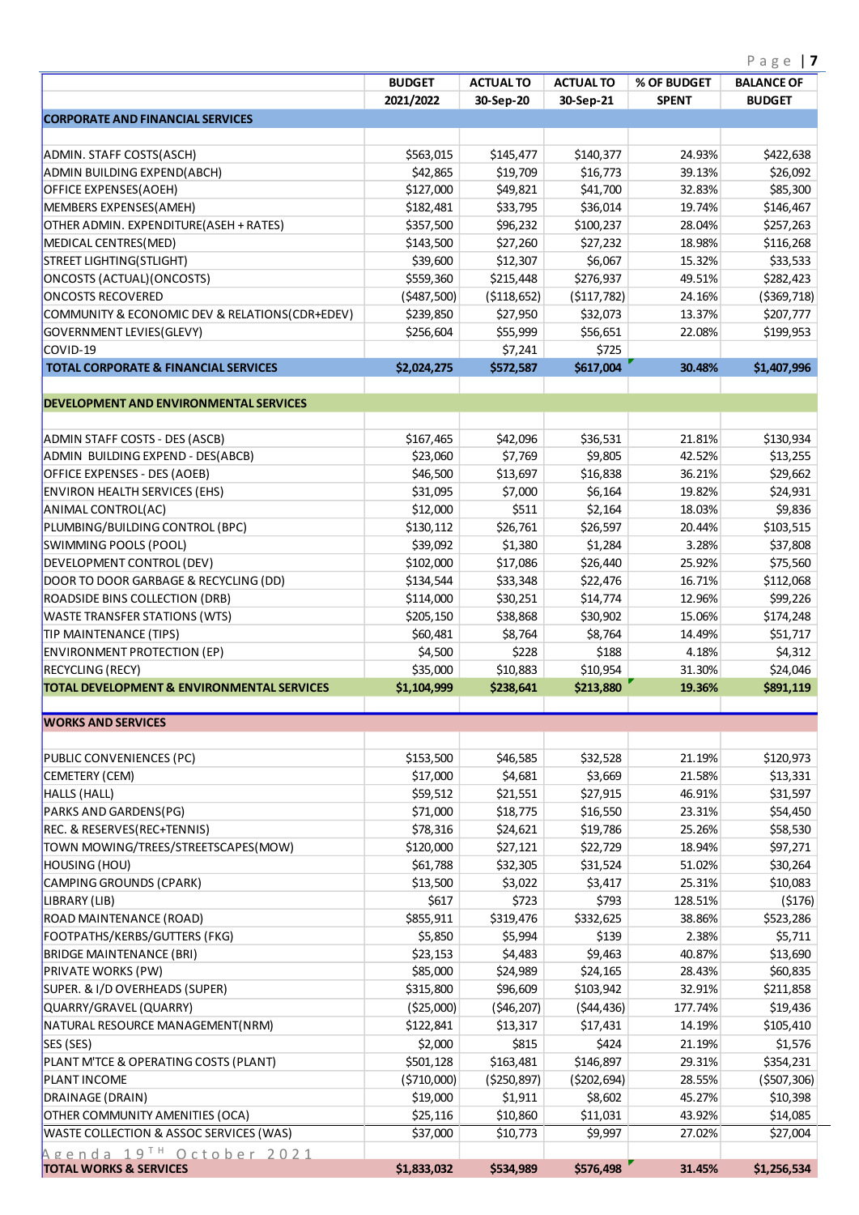| | BUDGET 2021/2022 | ACTUAL TO 30-Sep-20 | ACTUAL TO 30-Sep-21 | % OF BUDGET SPENT | BALANCE OF BUDGET |
|---|---|---|---|---|---|
| **CORPORATE AND FINANCIAL SERVICES** | | | | | |
| | | | | | |
| ADMIN. STAFF COSTS(ASCH) | $563,015 | $145,477 | $140,377 | 24.93% | $422,638 |
| ADMIN BUILDING EXPEND(ABCH) | $42,865 | $19,709 | $16,773 | 39.13% | $26,092 |
| OFFICE EXPENSES(AOEH) | $127,000 | $49,821 | $41,700 | 32.83% | $85,300 |
| MEMBERS EXPENSES(AMEH) | $182,481 | $33,795 | $36,014 | 19.74% | $146,467 |
| OTHER ADMIN. EXPENDITURE(ASEH + RATES) | $357,500 | $96,232 | $100,237 | 28.04% | $257,263 |
| MEDICAL CENTRES(MED) | $143,500 | $27,260 | $27,232 | 18.98% | $116,268 |
| STREET LIGHTING(STLIGHT) | $39,600 | $12,307 | $6,067 | 15.32% | $33,533 |
| ONCOSTS (ACTUAL)(ONCOSTS) | $559,360 | $215,448 | $276,937 | 49.51% | $282,423 |
| ONCOSTS RECOVERED | ($487,500) | ($118,652) | ($117,782) | 24.16% | ($369,718) |
| COMMUNITY & ECONOMIC DEV & RELATIONS(CDR+EDEV) | $239,850 | $27,950 | $32,073 | 13.37% | $207,777 |
| GOVERNMENT LEVIES(GLEVY) | $256,604 | $55,999 | $56,651 | 22.08% | $199,953 |
| COVID-19 | | $7,241 | $725 | | |
| **TOTAL CORPORATE & FINANCIAL SERVICES** | **$2,024,275** | **$572,587** | **$617,004** | **30.48%** | **$1,407,996** |
| | | | | | |
| **DEVELOPMENT AND ENVIRONMENTAL SERVICES** | | | | | |
| | | | | | |
| ADMIN STAFF COSTS - DES (ASCB) | $167,465 | $42,096 | $36,531 | 21.81% | $130,934 |
| ADMIN BUILDING EXPEND - DES(ABCB) | $23,060 | $7,769 | $9,805 | 42.52% | $13,255 |
| OFFICE EXPENSES - DES (AOEB) | $46,500 | $13,697 | $16,838 | 36.21% | $29,662 |
| ENVIRON HEALTH SERVICES (EHS) | $31,095 | $7,000 | $6,164 | 19.82% | $24,931 |
| ANIMAL CONTROL(AC) | $12,000 | $511 | $2,164 | 18.03% | $9,836 |
| PLUMBING/BUILDING CONTROL (BPC) | $130,112 | $26,761 | $26,597 | 20.44% | $103,515 |
| SWIMMING POOLS (POOL) | $39,092 | $1,380 | $1,284 | 3.28% | $37,808 |
| DEVELOPMENT CONTROL (DEV) | $102,000 | $17,086 | $26,440 | 25.92% | $75,560 |
| DOOR TO DOOR GARBAGE & RECYCLING (DD) | $134,544 | $33,348 | $22,476 | 16.71% | $112,068 |
| ROADSIDE BINS COLLECTION (DRB) | $114,000 | $30,251 | $14,774 | 12.96% | $99,226 |
| WASTE TRANSFER STATIONS (WTS) | $205,150 | $38,868 | $30,902 | 15.06% | $174,248 |
| TIP MAINTENANCE (TIPS) | $60,481 | $8,764 | $8,764 | 14.49% | $51,717 |
| ENVIRONMENT PROTECTION (EP) | $4,500 | $228 | $188 | 4.18% | $4,312 |
| RECYCLING (RECY) | $35,000 | $10,883 | $10,954 | 31.30% | $24,046 |
| **TOTAL DEVELOPMENT & ENVIRONMENTAL SERVICES** | **$1,104,999** | **$238,641** | **$213,880** | **19.36%** | **$891,119** |
| | | | | | |
| **WORKS AND SERVICES** | | | | | |
| | | | | | |
| PUBLIC CONVENIENCES (PC) | $153,500 | $46,585 | $32,528 | 21.19% | $120,973 |
| CEMETERY (CEM) | $17,000 | $4,681 | $3,669 | 21.58% | $13,331 |
| HALLS (HALL) | $59,512 | $21,551 | $27,915 | 46.91% | $31,597 |
| PARKS AND GARDENS(PG) | $71,000 | $18,775 | $16,550 | 23.31% | $54,450 |
| REC. & RESERVES(REC+TENNIS) | $78,316 | $24,621 | $19,786 | 25.26% | $58,530 |
| TOWN MOWING/TREES/STREETSCAPES(MOW) | $120,000 | $27,121 | $22,729 | 18.94% | $97,271 |
| HOUSING (HOU) | $61,788 | $32,305 | $31,524 | 51.02% | $30,264 |
| CAMPING GROUNDS (CPARK) | $13,500 | $3,022 | $3,417 | 25.31% | $10,083 |
| LIBRARY (LIB) | $617 | $723 | $793 | 128.51% | ($176) |
| ROAD MAINTENANCE (ROAD) | $855,911 | $319,476 | $332,625 | 38.86% | $523,286 |
| FOOTPATHS/KERBS/GUTTERS (FKG) | $5,850 | $5,994 | $139 | 2.38% | $5,711 |
| BRIDGE MAINTENANCE (BRI) | $23,153 | $4,483 | $9,463 | 40.87% | $13,690 |
| PRIVATE WORKS (PW) | $85,000 | $24,989 | $24,165 | 28.43% | $60,835 |
| SUPER. & I/D OVERHEADS (SUPER) | $315,800 | $96,609 | $103,942 | 32.91% | $211,858 |
| QUARRY/GRAVEL (QUARRY) | ($25,000) | ($46,207) | ($44,436) | 177.74% | $19,436 |
| NATURAL RESOURCE MANAGEMENT(NRM) | $122,841 | $13,317 | $17,431 | 14.19% | $105,410 |
| SES (SES) | $2,000 | $815 | $424 | 21.19% | $1,576 |
| PLANT M'TCE & OPERATING COSTS (PLANT) | $501,128 | $163,481 | $146,897 | 29.31% | $354,231 |
| PLANT INCOME | ($710,000) | ($250,897) | ($202,694) | 28.55% | ($507,306) |
| DRAINAGE (DRAIN) | $19,000 | $1,911 | $8,602 | 45.27% | $10,398 |
| OTHER COMMUNITY AMENITIES (OCA) | $25,116 | $10,860 | $11,031 | 43.92% | $14,085 |
| WASTE COLLECTION & ASSOC SERVICES (WAS) | $37,000 | $10,773 | $9,997 | 27.02% | $27,004 |
| **TOTAL WORKS & SERVICES** | **$1,833,032** | **$534,989** | **$576,498** | **31.45%** | **$1,256,534** |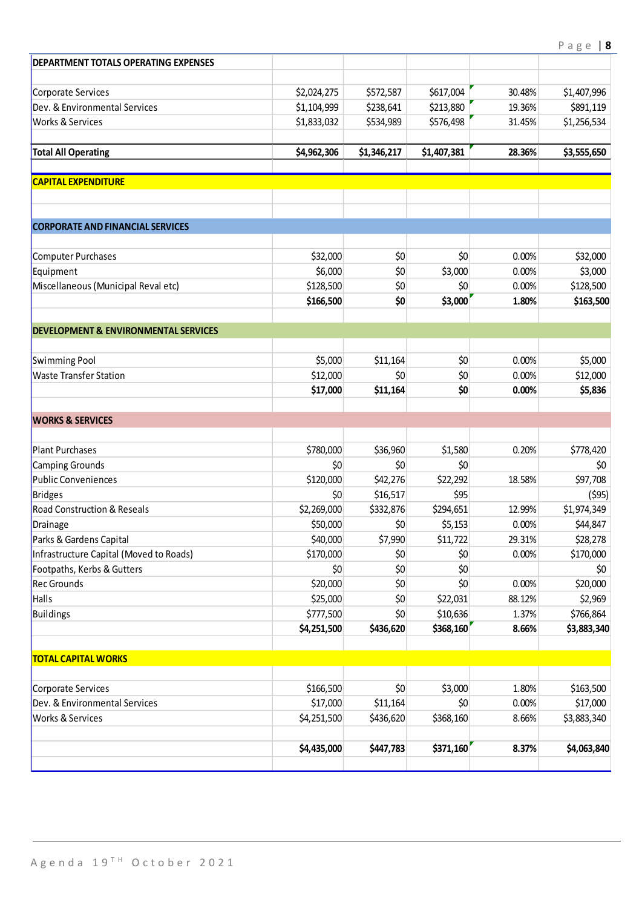| DEPARTMENT TOTALS OPERATING EXPENSES | | | | | |
|---|---|---|---|---|---|
| Corporate Services | $2,024,275 | $572,587 | $617,004 | 30.48% | $1,407,996 |
| Dev. & Environmental Services | $1,104,999 | $238,641 | $213,880 | 19.36% | $891,119 |
| Works & Services | $1,833,032 | $534,989 | $576,498 | 31.45% | $1,256,534 |
| **Total All Operating** | **$4,962,306** | **$1,346,217** | **$1,407,381** | **28.36%** | **$3,555,650** |
| **CAPITAL EXPENDITURE** | | | | | |
| **CORPORATE AND FINANCIAL SERVICES** | | | | | |
| Computer Purchases | $32,000 | $0 | $0 | 0.00% | $32,000 |
| Equipment | $6,000 | $0 | $3,000 | 0.00% | $3,000 |
| Miscellaneous (Municipal Reval etc) | $128,500 | $0 | $0 | 0.00% | $128,500 |
| | **$166,500** | **$0** | **$3,000** | **1.80%** | **$163,500** |
| **DEVELOPMENT & ENVIRONMENTAL SERVICES** | | | | | |
| Swimming Pool | $5,000 | $11,164 | $0 | 0.00% | $5,000 |
| Waste Transfer Station | $12,000 | $0 | $0 | 0.00% | $12,000 |
| | **$17,000** | **$11,164** | **$0** | **0.00%** | **$5,836** |
| **WORKS & SERVICES** | | | | | |
| Plant Purchases | $780,000 | $36,960 | $1,580 | 0.20% | $778,420 |
| Camping Grounds | $0 | $0 | $0 | | $0 |
| Public Conveniences | $120,000 | $42,276 | $22,292 | 18.58% | $97,708 |
| Bridges | $0 | $16,517 | $95 | | ($95) |
| Road Construction & Reseals | $2,269,000 | $332,876 | $294,651 | 12.99% | $1,974,349 |
| Drainage | $50,000 | $0 | $5,153 | 0.00% | $44,847 |
| Parks & Gardens Capital | $40,000 | $7,990 | $11,722 | 29.31% | $28,278 |
| Infrastructure Capital (Moved to Roads) | $170,000 | $0 | $0 | 0.00% | $170,000 |
| Footpaths, Kerbs & Gutters | $0 | $0 | $0 | | $0 |
| Rec Grounds | $20,000 | $0 | $0 | 0.00% | $20,000 |
| Halls | $25,000 | $0 | $22,031 | 88.12% | $2,969 |
| Buildings | $777,500 | $0 | $10,636 | 1.37% | $766,864 |
| | **$4,251,500** | **$436,620** | **$368,160** | **8.66%** | **$3,883,340** |
| **TOTAL CAPITAL WORKS** | | | | | |
| Corporate Services | $166,500 | $0 | $3,000 | 1.80% | $163,500 |
| Dev. & Environmental Services | $17,000 | $11,164 | $0 | 0.00% | $17,000 |
| Works & Services | $4,251,500 | $436,620 | $368,160 | 8.66% | $3,883,340 |
| | **$4,435,000** | **$447,783** | **$371,160** | **8.37%** | **$4,063,840** |

Agenda 19[TH] October 2021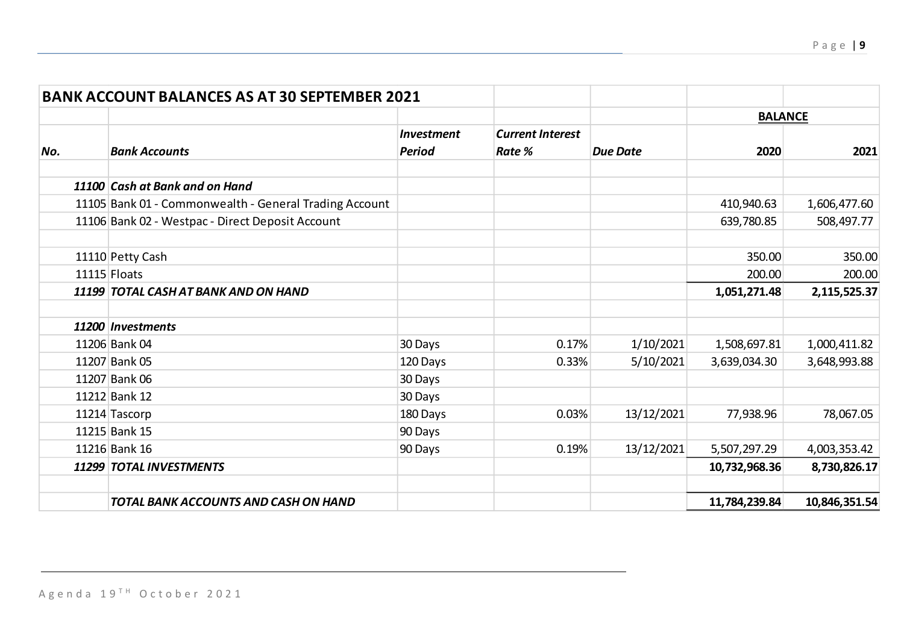| BANK ACCOUNT BALANCES AS AT 30 SEPTEMBER 2021 | | | | | | |
|---|---|---|---|---|---|---|
| | | | | | **BALANCE** | |
| ***No.*** | ***Bank Accounts*** | ***Investment Period*** | ***Current Interest Rate %*** | ***Due Date*** | **2020** | **2021** |
| | | | | | | |
| ***11100*** | ***Cash at Bank and on Hand*** | | | | | |
| 11105 | Bank 01 - Commonwealth - General Trading Account | | | | 410,940.63 | 1,606,477.60 |
| 11106 | Bank 02 - Westpac - Direct Deposit Account | | | | 639,780.85 | 508,497.77 |
| | | | | | | |
| 11110 | Petty Cash | | | | 350.00 | 350.00 |
| 11115 | Floats | | | | 200.00 | 200.00 |
| ***11199*** | ***TOTAL CASH AT BANK AND ON HAND*** | | | | **1,051,271.48** | **2,115,525.37** |
| | | | | | | |
| ***11200*** | ***Investments*** | | | | | |
| 11206 | Bank 04 | 30 Days | 0.17% | 1/10/2021 | 1,508,697.81 | 1,000,411.82 |
| 11207 | Bank 05 | 120 Days | 0.33% | 5/10/2021 | 3,639,034.30 | 3,648,993.88 |
| 11207 | Bank 06 | 30 Days | | | | |
| 11212 | Bank 12 | 30 Days | | | | |
| 11214 | Tascorp | 180 Days | 0.03% | 13/12/2021 | 77,938.96 | 78,067.05 |
| 11215 | Bank 15 | 90 Days | | | | |
| 11216 | Bank 16 | 90 Days | 0.19% | 13/12/2021 | 5,507,297.29 | 4,003,353.42 |
| ***11299*** | ***TOTAL INVESTMENTS*** | | | | **10,732,968.36** | **8,730,826.17** |
| | | | | | | |
| | ***TOTAL BANK ACCOUNTS AND CASH ON HAND*** | | | | **11,784,239.84** | **10,846,351.54** |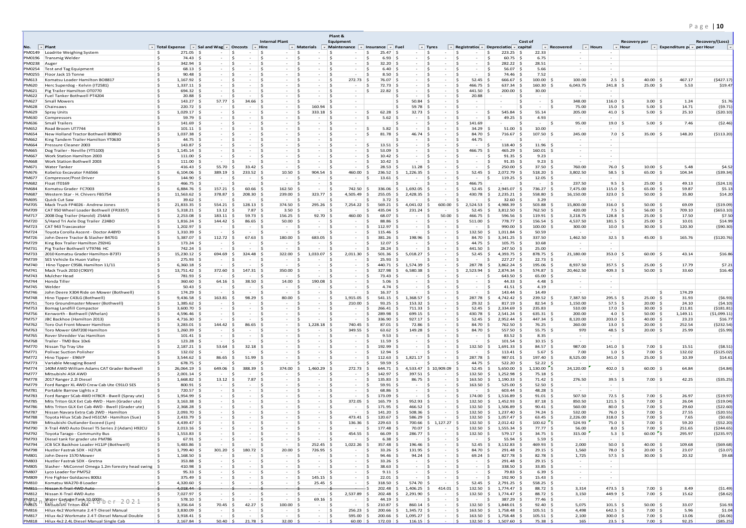| No. | Plant | Total Expense | Sal and Wag | Oncosts | Internal Plant Hire | Materials | Plant & Equipment Maintenance | Insurance | Fuel | Tyres | Registration | Depreciation | Cost of capital | Recovered | Hours | Recovery per Hour | Expenditure per Hour | Recovery/(Loss) per Hour |
|---|---|---|---|---|---|---|---|---|---|---|---|---|---|---|---|---|---|---|
| PM0149 | Loadrite Weighing System | 271.05 | - | - | - | - | - | 25.47 | - | - | - | 223.25 | 22.33 | - | - | | | |
| PM0196 | Transmig Welder | 74.43 | - | - | - | - | - | 6.93 | - | - | - | 60.75 | 6.75 | - | - | | | |
| PM0238 | Auger | 342.94 | - | - | - | - | - | 32.20 | - | - | - | 282.22 | 28.51 | - | - | | | |
| PM0254 | Test and Tag Equipment | 68.13 | - | - | - | - | - | 6.40 | - | - | - | 56.07 | 5.66 | - | - | | | |
| PM0255 | Floor Jack 15 Tonne | 90.48 | - | - | - | - | - | 8.50 | - | - | - | 74.46 | 7.52 | - | - | | | |
| PM613 | Komatsu Loader Hamilton BO8817 | 1,167.92 | - | - | - | - | 272.73 | 76.07 | - | - | 52.45 | 666.67 | 100.00 | 100.00 | 2.5 | 40.00 | 467.17 | ($427.17) |
| PM620 | Herc Superdog - Kelvin (IT2581) | 1,337.11 | - | - | - | - | - | 72.73 | - | - | 466.75 | 637.34 | 160.30 | 6,043.75 | 241.8 | 25.00 | 5.53 | $19.47 |
| PM621 | Pig Trailer Hamilton OT0770 | 694.32 | - | - | - | - | - | 22.82 | - | - | 441.50 | 200.00 | 30.00 | - | - | | | |
| PM622 | Fuel Tanker Bothwell PT4204 | 20.88 | - | - | - | - | - | | | | 20.88 | - | - | | | | | |
| PM627 | Small Mowers | 143.27 | 57.77 | 34.66 | - | - | - | | 50.84 | - | - | - | - | 348.00 | 116.0 | 3.00 | 1.24 | $1.76 |
| PM628 | Chainsaws | 220.72 | - | - | - | 160.94 | - | | 59.78 | - | - | - | - | 75.00 | 15.0 | 5.00 | 14.71 | ($9.71) |
| PM629 | Spray Units | 1,029.17 | - | - | - | 333.18 | - | 62.28 | 32.73 | - | - | 545.84 | 55.14 | 205.00 | 41.0 | 5.00 | 25.10 | ($20.10) |
| PM630 | Compressors | 59.79 | - | - | - | - | - | 5.62 | - | - | - | 49.25 | 4.93 | - | - | | | |
| PM636 | Small Trailers | 141.69 | - | - | - | - | - | | - | - | 141.69 | - | - | 95.00 | 19.0 | 5.00 | 7.46 | ($2.46) |
| PM652 | Road Broom UT7744 | 101.11 | - | - | - | - | - | 5.82 | - | - | 34.29 | 51.00 | 10.00 | - | - | | | |
| PM654 | New Holland Tractor Bothwell BO8NO | 1,037.38 | - | - | - | - | - | 81.78 | 46.74 | - | 84.70 | 716.67 | 107.50 | 245.00 | 7.0 | 35.00 | 148.20 | ($113.20) |
| PM662 | King Tandem Trailer Hamilton YT0630 | 44.75 | - | - | - | - | - | | - | - | 44.75 | - | - | | | | | |
| PM664 | Pressure Cleaner 2003 | 143.87 | - | - | - | - | - | 13.51 | - | - | - | 118.40 | 11.96 | - | | | | |
| PM665 | Dog Trailer - Neville (YT5100) | 1,145.14 | - | - | - | - | - | 53.09 | - | - | 466.75 | 465.29 | 160.01 | - | | | | |
| PM667 | Work Station Hamilton 2003 | 111.00 | - | - | - | - | - | 10.42 | - | - | - | 91.35 | 9.23 | - | | | | |
| PM668 | Work Station Bothwell 2003 | 111.00 | - | - | - | - | - | 10.42 | - | - | - | 91.35 | 9.23 | - | | | | |
| PM671 | Water Tanker | 416.43 | 55.70 | 33.42 | - | - | - | 28.53 | 11.28 | - | - | 250.00 | 37.50 | 760.00 | 76.0 | 10.00 | 5.48 | $4.52 |
| PM676 | Kobelco Excavator FA6566 | 6,104.06 | 389.19 | 233.52 | 10.50 | 904.54 | 460.00 | 236.52 | 1,226.35 | - | 52.45 | 2,072.79 | 518.20 | 3,802.50 | 58.5 | 65.00 | 104.34 | ($39.34) |
| PM677 | Compressor/Post Driver | 144.90 | - | - | - | - | - | 13.61 | - | - | - | 119.25 | 12.05 | - | | | | |
| PM682 | Float IT0169 | 466.75 | - | - | - | - | - | | - | - | 466.75 | - | - | 237.50 | 9.5 | 25.00 | 49.13 | ($24.13) |
| PM684 | Komatsu Grader FC7003 | 6,884.76 | 157.21 | 60.66 | 162.50 | - | 742.50 | 336.06 | 1,692.05 | - | 52.45 | 2,945.07 | 736.27 | 7,475.00 | 115.0 | 65.00 | 59.87 | $5.13 |
| PM687 | Western Star - H. Chivers FB5754 | 11,563.62 | 378.87 | 208.30 | 239.00 | 323.77 | 4,505.49 | 255.05 | 2,428.35 | - | 430.78 | 2,235.21 | 558.80 | 16,150.00 | 323.0 | 50.00 | 35.80 | $14.20 |
| PM695 | Quick Cut Saw | 39.62 | - | - | - | - | - | 3.72 | - | - | - | 32.60 | 3.29 | - | | | | |
| PM705 | Mack Truck FP4026 - Andrew Jones | 21,833.35 | 554.21 | 128.13 | 374.50 | 295.26 | 7,254.22 | 569.21 | 4,041.02 | 600.00 | 2,524.53 | 4,988.39 | 503.88 | 15,800.00 | 316.0 | 50.00 | 69.09 | ($19.09) |
| PM709 | CAT 950 Wheel Loader Bothwell (FR3357) | 5,318.21 | 13.12 | 7.87 | 3.50 | - | - | 435.04 | 231.24 | - | 52.45 | 3,812.50 | 762.50 | 420.00 | 7.5 | 56.00 | 709.10 | ($653.10) |
| PM717 | 2008 Dog Trailer (Harold) Z54AB | 2,253.08 | 183.11 | 59.73 | 156.25 | 92.70 | 460.00 | 68.07 | - | 50.00 | 466.75 | 596.56 | 119.91 | 3,218.75 | 128.8 | 25.00 | 17.50 | $7.50 |
| PM720 | S/Hand Tri Axle Dog Trailer Z248O | 1,816.24 | 144.42 | 86.65 | 50.00 | - | - | 88.86 | - | - | 511.00 | 778.77 | 156.54 | 4,537.50 | 181.5 | 25.00 | 10.01 | $14.99 |
| PM723 | CAT 943 Traxcavator | 1,202.97 | - | - | - | - | - | 112.97 | - | - | - | 990.00 | 100.00 | 300.00 | 10.0 | 30.00 | 120.30 | ($90.30) |
| PM724 | Toyota Corolla Ascent - Doctor A48YD | 1,310.39 | - | - | - | - | - | 115.46 | - | - | 132.50 | 1,011.84 | 50.59 | - | - | | | |
| PM726 | John Deere Tractor & Slasher B47EG | 5,387.07 | 112.72 | 67.63 | 180.00 | 683.05 | - | 381.26 | 198.96 | - | 84.70 | 3,341.25 | 337.50 | 1,462.50 | 32.5 | 45.00 | 165.76 | ($120.76) |
| PM729 | King Box Trailer Hamilton Z92HG | 173.24 | - | - | - | - | - | 12.07 | - | - | 44.75 | 105.75 | 10.68 | - | | | | |
| PM731 | Pig Trailer Bothwell VT9746 HC | 742.24 | - | - | - | - | - | 28.24 | - | - | 441.50 | 247.50 | 25.00 | - | | | | |
| PM733 | 2010 Komatsu Grader Hamilton-B73TJ | 15,230.12 | 694.69 | 324.48 | 322.00 | 1,033.07 | 2,011.30 | 501.36 | 5,018.27 | - | 52.45 | 4,393.75 | 878.75 | 21,180.00 | 353.0 | 60.00 | 43.14 | $16.86 |
| PM739 | SES Vehicle Ex Huon Valley | 275.93 | - | - | - | - | - | 25.93 | - | - | - | 227.27 | 22.73 | - | | | | |
| PM740 | Hino Tipper C95BL Hamilton 11/11 | 6,360.18 | - | - | - | - | - | 440.71 | 1,574.39 | - | 287.78 | 3,862.24 | 195.06 | 8,937.50 | 357.5 | 25.00 | 17.79 | $7.21 |
| PM741 | Mack Truck 2010 (C90JY) | 13,751.42 | 372.60 | 147.31 | 350.00 | - | - | 327.98 | 6,580.38 | - | 2,523.94 | 2,874.34 | 574.87 | 20,462.50 | 409.3 | 50.00 | 33.60 | $16.40 |
| PM743 | Mulcher Head | 781.93 | - | - | - | - | - | 73.43 | - | - | - | 643.50 | 65.00 | - | | | | |
| PM744 | Honda Tiller | 360.60 | 64.16 | 38.50 | 14.00 | 190.08 | - | 5.06 | - | - | - | 44.33 | 4.48 | - | | | | |
| PM745 | Welder | 50.43 | - | - | - | - | - | 4.74 | - | - | - | 41.51 | 4.19 | - | | | | |
| PM746 | John Deere X304 Ride on Mower (Bothwell) | 174.29 | - | - | - | - | - | 16.37 | - | - | - | 143.44 | 14.49 | - | - | | 174.29 | |
| PM748 | Hino Tipper C43LG (Bothwell) | 9,436.58 | 163.81 | 98.29 | 80.00 | - | 1,915.05 | 541.15 | 1,368.57 | - | 287.78 | 4,742.42 | 239.52 | 7,387.50 | 295.5 | 25.00 | 31.93 | ($6.93) |
| PM751 | Toro Groundmaster Mower (Bothwell) | 1,385.62 | - | - | - | - | 210.00 | 93.25 | 153.32 | - | 29.32 | 817.19 | 82.54 | 1,150.00 | 57.5 | 20.00 | 24.10 | ($4.10) |
| PM753 | Bomag Landfill Compactor | 3,600.70 | - | - | - | - | - | 266.41 | 711.33 | - | 52.45 | 2,334.69 | 235.83 | 510.00 | 17.0 | 30.00 | 211.81 | ($181.81) |
| PM756 | Kenworth - Bothwell (Whelan) | 4,596.46 | - | - | - | - | - | 289.98 | 699.15 | - | 430.78 | 2,541.24 | 635.31 | 200.00 | 4.0 | 50.00 | 1,149.11 | ($1,099.11) |
| PM757 | JBC Backhoe (Hamilton 2013) | 4,716.30 | - | - | - | - | - | 336.90 | 927.17 | - | 52.45 | 2,952.44 | 447.34 | 8,120.00 | 203.0 | 40.00 | 23.23 | $16.77 |
| PM762 | Toro Out Front Mower Hamilton | 3,283.01 | 144.42 | 86.65 | - | 1,228.18 | 740.45 | 87.01 | 72.86 | - | 84.70 | 762.50 | 76.25 | 260.00 | 13.0 | 20.00 | 252.54 | ($232.54) |
| PM763 | Toro Mower GM7200 Hamilton | 1,260.39 | - | - | - | - | 349.55 | 63.62 | 149.28 | - | 84.70 | 557.50 | 55.75 | 970 | 48.5 | 20.00 | 25.99 | ($5.99) |
| PM765 | Rover Shredder Vac Hamilton | 101.41 | - | - | - | - | - | 9.53 | - | - | - | 83.52 | 8.35 | - | | | | |
| PM768 | Trailer - TMD Box 10x6 | 123.28 | - | - | - | - | - | 11.59 | - | - | - | 101.54 | 10.15 | - | | | | |
| PM770 | Nissan Tip Tray Ute | 2,187.21 | 53.64 | 32.18 | - | - | - | 192.99 | - | - | 132.50 | 1,691.33 | 84.57 | 987.00 | 141.0 | 7.00 | 15.51 | ($8.51) |
| PM771 | Polivac Suction Polisher | 132.02 | - | - | - | - | - | 12.94 | - | - | - | 113.41 | 5.67 | 7.00 | 1.0 | 7.00 | 132.02 | ($125.02) |
| PM772 | Hino Tipper - E96VP | 3,544.62 | 86.65 | 51.99 | - | - | - | 112.63 | 1,821.17 | - | 287.78 | 987.01 | 197.40 | 8,525.00 | 341.0 | 25.00 | 10.39 | $14.61 |
| PM773 | Variable Messaging Board | 678.75 | - | - | - | - | - | 59.59 | - | - | 44.75 | 522.20 | 52.22 | - | | | | |
| PM774 | 140M AWD William Adams CAT Grader Bothwell | 26,064.19 | 649.06 | 388.39 | 374.00 | 1,460.29 | 272.73 | 644.71 | 4,533.47 | 10,909.09 | 52.45 | 5,650.00 | 1,130.00 | 24,120.00 | 402.0 | 60.00 | 64.84 | ($4.84) |
| PM777 | Mitsubishi ASX AWD | 2,001.14 | - | - | - | - | - | 142.97 | 397.51 | - | 132.50 | 1,252.98 | 75.18 | - | | | | |
| PM778 | 2017 Ranger 2.2l Diesel | 1,668.82 | 13.12 | 7.87 | - | - | - | 135.83 | 86.75 | - | 163.50 | 1,190.33 | 71.42 | 276.50 | 39.5 | 7.00 | 42.25 | ($35.25) |
| PM779 | Ford Ranger XL 4WD Crew Cab Ute C91LO SES | 800.91 | - | - | - | - | - | 59.91 | - | - | 163.50 | 525.00 | 52.50 | - | | | | |
| PM781 | Portable Barrow Lights x 2 | 720.57 | - | - | - | - | - | 68.86 | - | - | - | 603.44 | 48.28 | - | | | | |
| PM783 | Ford Ranger SCab 4WD H78CR - Bwell (Spray ute) | 1,954.99 | - | - | - | - | - | 173.09 | - | - | 174.00 | 1,516.89 | 91.01 | 507.50 | 72.5 | 7.00 | 26.97 | ($19.97) |
| PM785 | Mits Triton GLX Ext Cab 4WD - Ham (Grader ute) | 3,163.38 | - | - | - | - | 372.05 | 165.79 | 952.93 | - | 132.50 | 1,452.93 | 87.18 | 850.50 | 121.5 | 7.00 | 26.04 | ($19.04) |
| PM786 | Mits Triton GLX Ext Cab 4WD - Bwell (Grader ute) | 2,368.28 | - | - | - | - | - | 171.95 | 466.52 | - | 132.50 | 1,506.89 | 90.41 | 560.00 | 80.0 | 7.00 | 29.60 | ($22.60) |
| PM787 | Nissan Navara Extra Cab 2WD - Hamilton | 2,093.70 | - | - | - | - | - | 141.20 | 508.36 | - | 132.50 | 1,237.40 | 74.24 | 532.00 | 76.0 | 7.00 | 27.55 | ($20.55) |
| PM788 | Toyota Hilux SCab 2wd H51CM - Hamilton (Sue) | 2,433.79 | - | - | - | - | 473.41 | 120.67 | 586.29 | - | 132.50 | 1,057.47 | 63.45 | 2,226.00 | 318.0 | 7.00 | 7.65 | ($0.65) |
| PM789 | Mitsubishi Outlander Exceed (Lyn) | 4,439.47 | - | - | - | - | 136.36 | 229.63 | 700.66 | 1,127.27 | 132.50 | 2,012.42 | 100.62 | 524.93 | 75.0 | 7.00 | 59.20 | ($52.20) |
| PM790 | X-Trail 4WD Auto Diesel TS Series 2 (Adam) H92CU | 2,013.16 | - | - | - | - | - | 177.48 | 70.07 | - | 132.50 | 1,555.34 | 77.77 | 56.00 | 8.0 | 7.00 | 251.65 | ($244.65) |
| PM792 | Toyota Tarago - Community Bus | 1,553.83 | - | - | - | - | 454.55 | 66.09 | 286.77 | - | 132.50 | 579.17 | 34.75 | 315.00 | 5.3 | 60.00 | 295.97 | ($235.97) |
| PM793 | Diesel tank for grader ute PM786 | 67.91 | - | - | - | - | - | 6.38 | - | - | - | 55.94 | 5.59 | - | | | | |
| PM794 | JCB SCX Backhoe Loader H11JP (Bothwell) | 5,483.86 | - | - | - | 252.45 | 1,022.26 | 357.48 | 196.46 | - | 52.45 | 3,132.83 | 469.93 | 2,000 | 50.0 | 40.00 | 109.68 | ($69.68) |
| PM798 | Hustler Fastrak SDX - H27UK | 1,799.40 | 301.20 | 180.72 | 20.00 | 726.95 | - | 33.26 | 131.95 | - | 84.70 | 291.48 | 29.15 | 1,560 | 78.0 | 20.00 | 23.07 | ($3.07) |
| PM801 | John Deere 1570 Mower | 1,168.50 | - | - | - | - | - | 94.46 | 94.24 | - | 69.24 | 827.78 | 82.78 | 1,725 | 57.5 | 30.00 | 20.32 | $9.68 |
| PM803 | Hustler Fastrak SDX - Gretna | 353.88 | - | - | - | - | - | 33.26 | - | - | - | 291.48 | 29.15 | - | | | | |
| PM805 | Slasher - McConnel Omega 1.2m forestry head swing | 410.98 | - | - | - | - | - | 38.63 | - | - | - | 338.50 | 33.85 | - | | | | |
| PM807 | Lyco Loader for PM752 | 95.33 | - | - | - | - | - | 9.11 | - | - | - | 79.83 | 6.39 | - | | | | |
| PM809 | Fire Fighter Goldacres 800Lt | 375.49 | - | - | - | 145.15 | - | 22.01 | - | - | - | 192.90 | 15.43 | - | | | | |
| PM810 | Komatsu WA270-8 Loader | 4,320.60 | - | - | - | 25.45 | - | 318.50 | 574.70 | - | 52.45 | 2,791.25 | 558.25 | - | | | | |
| ~~PM811~~ | ~~Nissan X-Trail 4WD Auto~~ | ~~4,018.44~~ | - | - | - | - | - | 202.48 | 1,406.25 | 414.01 | 132.50 | 1,774.47 | 88.72 | 3,314 | 473.5 | 7.00 | 8.49 | ($1.49) |
| PM812 | Nissan X-Trail 4WD Auto | 7,027.97 | - | - | - | - | 2,537.89 | 202.48 | 2,291.90 | - | 132.50 | 1,774.47 | 88.72 | 3,150 | 449.9 | 7.00 | 15.62 | ($8.62) |
| PM813 | Water Cartage Tank 10,000lt | 578.10 | - | - | - | 69.16 | - | 44.19 | - | - | - | 387.29 | 77.46 | - | | | | |
| PM815 | Mitsubishi Triton 4X4 | 3,356.64 | 70.45 | 42.27 | 100.00 | - | - | 210.87 | 860.14 | - | 132.50 | 1,848.01 | 92.40 | 5,075 | 101.5 | 50.00 | 33.07 | $16.93 |
| PM816 | Hilux 4x2 Workmate 2.4 T-Diesel Manual | 3,830.09 | - | - | - | - | 256.23 | 200.66 | 1,345.72 | - | 163.50 | 1,758.48 | 105.51 | 4,498 | 642.5 | 7.00 | 5.96 | $1.04 |
| PM817 | Hilux 4x2 Workmate 2.4 T-Diesel Manual Double | 3,918.41 | - | - | - | - | 595.00 | 200.66 | 1,095.27 | - | 163.50 | 1,758.48 | 105.51 | 2,100 | 300.0 | 7.00 | 13.06 | ($6.06) |
| PM818 | Hilux 4x2 2.4L Diesel Manual Single Cab | 2,167.84 | 50.40 | 21.78 | 32.00 | - | 60.00 | 172.03 | 116.15 | - | 132.50 | 1,507.60 | 75.38 | 165 | 23.5 | 7.00 | 92.25 | ($85.25) |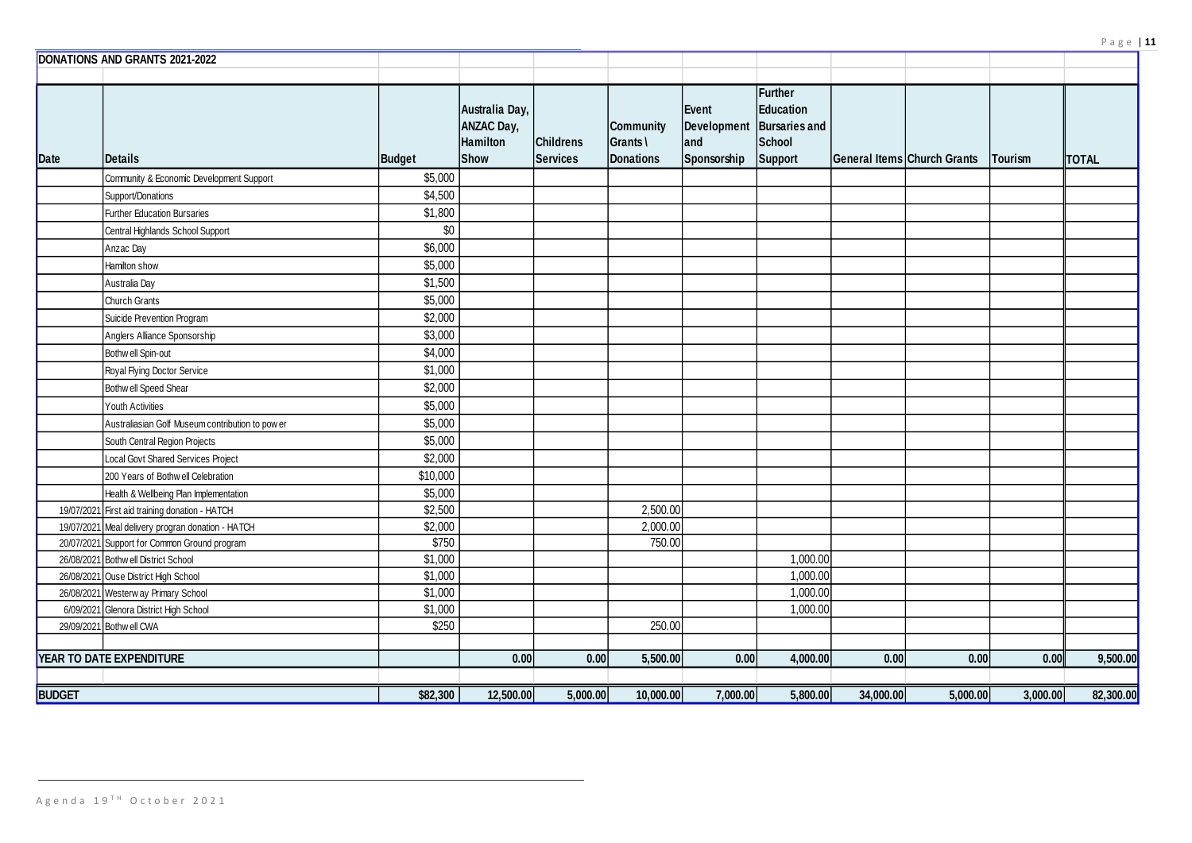## DONATIONS AND GRANTS 2021-2022

| Date | Details | Budget | Australia Day, ANZAC Day, Hamilton Show | Childrens Services | Community Grants \ Donations | Event Development and Sponsorship | Further Education Bursaries and School Support | General Items | Church Grants | Tourism | TOTAL |
|---|---|---|---|---|---|---|---|---|---|---|---|
| | Community & Economic Development Support | $5,000 | | | | | | | | | |
| | Support/Donations | $4,500 | | | | | | | | | |
| | Further Education Bursaries | $1,800 | | | | | | | | | |
| | Central Highlands School Support | $0 | | | | | | | | | |
| | Anzac Day | $6,000 | | | | | | | | | |
| | Hamilton show | $5,000 | | | | | | | | | |
| | Australia Day | $1,500 | | | | | | | | | |
| | Church Grants | $5,000 | | | | | | | | | |
| | Suicide Prevention Program | $2,000 | | | | | | | | | |
| | Anglers Alliance Sponsorship | $3,000 | | | | | | | | | |
| | Bothwell Spin-out | $4,000 | | | | | | | | | |
| | Royal Flying Doctor Service | $1,000 | | | | | | | | | |
| | Bothwell Speed Shear | $2,000 | | | | | | | | | |
| | Youth Activities | $5,000 | | | | | | | | | |
| | Australiasian Golf Museum contribution to power | $5,000 | | | | | | | | | |
| | South Central Region Projects | $5,000 | | | | | | | | | |
| | Local Govt Shared Services Project | $2,000 | | | | | | | | | |
| | 200 Years of Bothwell Celebration | $10,000 | | | | | | | | | |
| | Health & Wellbeing Plan Implementation | $5,000 | | | | | | | | | |
| 19/07/2021 | First aid training donation - HATCH | $2,500 | | | 2,500.00 | | | | | | |
| 19/07/2021 | Meal delivery progran donation - HATCH | $2,000 | | | 2,000.00 | | | | | | |
| 20/07/2021 | Support for Common Ground program | $750 | | | 750.00 | | | | | | |
| 26/08/2021 | Bothwell District School | $1,000 | | | | | 1,000.00 | | | | |
| 26/08/2021 | Ouse District High School | $1,000 | | | | | 1,000.00 | | | | |
| 26/08/2021 | Westerway Primary School | $1,000 | | | | | 1,000.00 | | | | |
| 6/09/2021 | Glenora District High School | $1,000 | | | | | 1,000.00 | | | | |
| 29/09/2021 | Bothwell CWA | $250 | | | 250.00 | | | | | | |
| | | | | | | | | | | | |
| **YEAR TO DATE EXPENDITURE** | | | 0.00 | 0.00 | 5,500.00 | 0.00 | 4,000.00 | 0.00 | 0.00 | 0.00 | 9,500.00 |
| | | | | | | | | | | | |
| **BUDGET** | | $82,300 | 12,500.00 | 5,000.00 | 10,000.00 | 7,000.00 | 5,800.00 | 34,000.00 | 5,000.00 | 3,000.00 | 82,300.00 |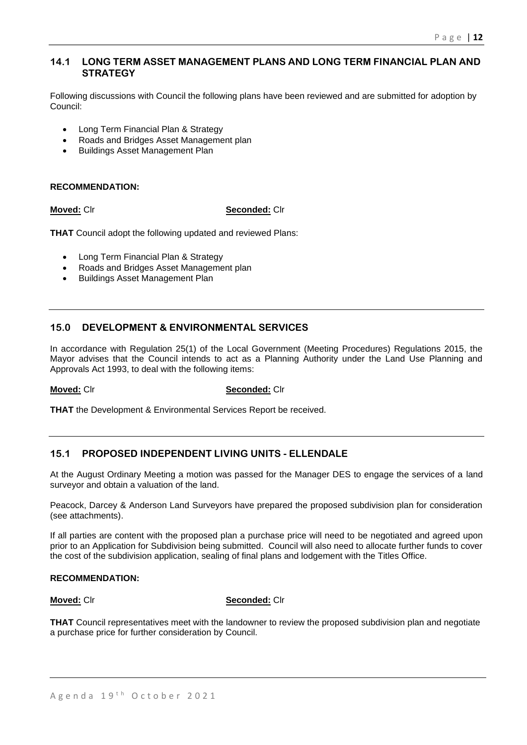## 14.1 LONG TERM ASSET MANAGEMENT PLANS AND LONG TERM FINANCIAL PLAN AND STRATEGY

Following discussions with Council the following plans have been reviewed and are submitted for adoption by Council:

- Long Term Financial Plan & Strategy
- Roads and Bridges Asset Management plan
- Buildings Asset Management Plan

**RECOMMENDATION:**

**Moved:** Clr **Seconded:** Clr

**THAT** Council adopt the following updated and reviewed Plans:

- Long Term Financial Plan & Strategy
- Roads and Bridges Asset Management plan
- Buildings Asset Management Plan

---

## 15.0 DEVELOPMENT & ENVIRONMENTAL SERVICES

In accordance with Regulation 25(1) of the Local Government (Meeting Procedures) Regulations 2015, the Mayor advises that the Council intends to act as a Planning Authority under the Land Use Planning and Approvals Act 1993, to deal with the following items:

**Moved:** Clr **Seconded:** Clr

**THAT** the Development & Environmental Services Report be received.

---

## 15.1 PROPOSED INDEPENDENT LIVING UNITS - ELLENDALE

At the August Ordinary Meeting a motion was passed for the Manager DES to engage the services of a land surveyor and obtain a valuation of the land.

Peacock, Darcey & Anderson Land Surveyors have prepared the proposed subdivision plan for consideration (see attachments).

If all parties are content with the proposed plan a purchase price will need to be negotiated and agreed upon prior to an Application for Subdivision being submitted. Council will also need to allocate further funds to cover the cost of the subdivision application, sealing of final plans and lodgement with the Titles Office.

**RECOMMENDATION:**

**Moved:** Clr **Seconded:** Clr

**THAT** Council representatives meet with the landowner to review the proposed subdivision plan and negotiate a purchase price for further consideration by Council.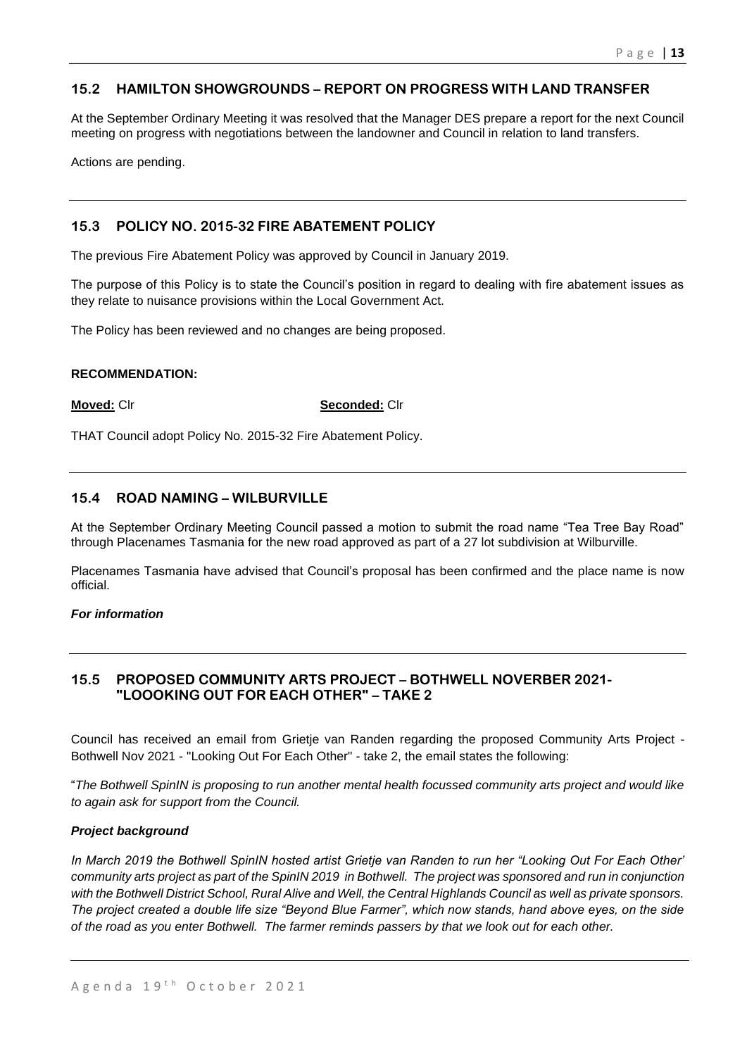## 15.2 HAMILTON SHOWGROUNDS – REPORT ON PROGRESS WITH LAND TRANSFER

At the September Ordinary Meeting it was resolved that the Manager DES prepare a report for the next Council meeting on progress with negotiations between the landowner and Council in relation to land transfers.

Actions are pending.

---

## 15.3 POLICY NO. 2015-32 FIRE ABATEMENT POLICY

The previous Fire Abatement Policy was approved by Council in January 2019.

The purpose of this Policy is to state the Council's position in regard to dealing with fire abatement issues as they relate to nuisance provisions within the Local Government Act.

The Policy has been reviewed and no changes are being proposed.

**RECOMMENDATION:**

**Moved:** Clr **Seconded:** Clr

THAT Council adopt Policy No. 2015-32 Fire Abatement Policy.

---

## 15.4 ROAD NAMING – WILBURVILLE

At the September Ordinary Meeting Council passed a motion to submit the road name "Tea Tree Bay Road" through Placenames Tasmania for the new road approved as part of a 27 lot subdivision at Wilburville.

Placenames Tasmania have advised that Council's proposal has been confirmed and the place name is now official.

***For information***

---

## 15.5 PROPOSED COMMUNITY ARTS PROJECT – BOTHWELL NOVERBER 2021- "LOOOKING OUT FOR EACH OTHER" – TAKE 2

Council has received an email from Grietje van Randen regarding the proposed Community Arts Project - Bothwell Nov 2021 - "Looking Out For Each Other" - take 2, the email states the following:

"*The Bothwell SpinIN is proposing to run another mental health focussed community arts project and would like to again ask for support from the Council.*

***Project background***

*In March 2019 the Bothwell SpinIN hosted artist Grietje van Randen to run her "Looking Out For Each Other' community arts project as part of the SpinIN 2019 in Bothwell. The project was sponsored and run in conjunction with the Bothwell District School, Rural Alive and Well, the Central Highlands Council as well as private sponsors. The project created a double life size "Beyond Blue Farmer", which now stands, hand above eyes, on the side of the road as you enter Bothwell. The farmer reminds passers by that we look out for each other.*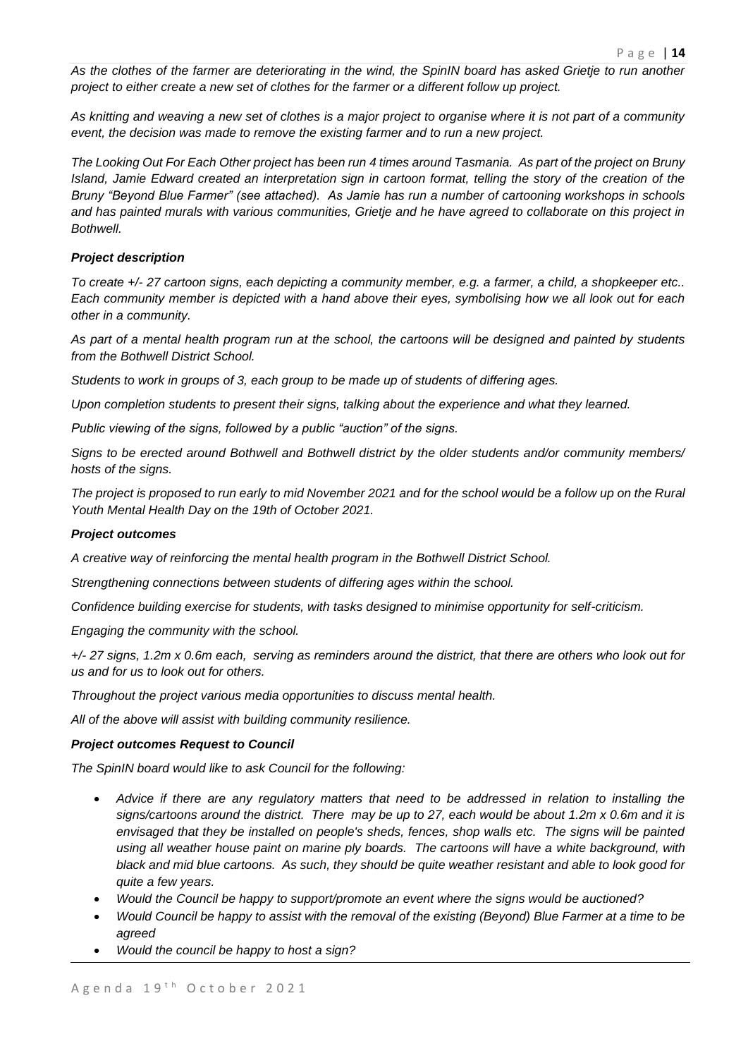*As the clothes of the farmer are deteriorating in the wind, the SpinIN board has asked Grietje to run another project to either create a new set of clothes for the farmer or a different follow up project.*

*As knitting and weaving a new set of clothes is a major project to organise where it is not part of a community event, the decision was made to remove the existing farmer and to run a new project.*

*The Looking Out For Each Other project has been run 4 times around Tasmania. As part of the project on Bruny Island, Jamie Edward created an interpretation sign in cartoon format, telling the story of the creation of the Bruny "Beyond Blue Farmer" (see attached). As Jamie has run a number of cartooning workshops in schools and has painted murals with various communities, Grietje and he have agreed to collaborate on this project in Bothwell.*

***Project description***

*To create +/- 27 cartoon signs, each depicting a community member, e.g. a farmer, a child, a shopkeeper etc.. Each community member is depicted with a hand above their eyes, symbolising how we all look out for each other in a community.*

*As part of a mental health program run at the school, the cartoons will be designed and painted by students from the Bothwell District School.*

*Students to work in groups of 3, each group to be made up of students of differing ages.*

*Upon completion students to present their signs, talking about the experience and what they learned.*

*Public viewing of the signs, followed by a public "auction" of the signs.*

*Signs to be erected around Bothwell and Bothwell district by the older students and/or community members/ hosts of the signs.*

*The project is proposed to run early to mid November 2021 and for the school would be a follow up on the Rural Youth Mental Health Day on the 19th of October 2021.*

***Project outcomes***

*A creative way of reinforcing the mental health program in the Bothwell District School.*

*Strengthening connections between students of differing ages within the school.*

*Confidence building exercise for students, with tasks designed to minimise opportunity for self-criticism.*

*Engaging the community with the school.*

*+/- 27 signs, 1.2m x 0.6m each, serving as reminders around the district, that there are others who look out for us and for us to look out for others.*

*Throughout the project various media opportunities to discuss mental health.*

*All of the above will assist with building community resilience.*

***Project outcomes Request to Council***

*The SpinIN board would like to ask Council for the following:*

- *Advice if there are any regulatory matters that need to be addressed in relation to installing the signs/cartoons around the district. There may be up to 27, each would be about 1.2m x 0.6m and it is envisaged that they be installed on people's sheds, fences, shop walls etc. The signs will be painted using all weather house paint on marine ply boards. The cartoons will have a white background, with black and mid blue cartoons. As such, they should be quite weather resistant and able to look good for quite a few years.*
- *Would the Council be happy to support/promote an event where the signs would be auctioned?*
- *Would Council be happy to assist with the removal of the existing (Beyond) Blue Farmer at a time to be agreed*
- *Would the council be happy to host a sign?*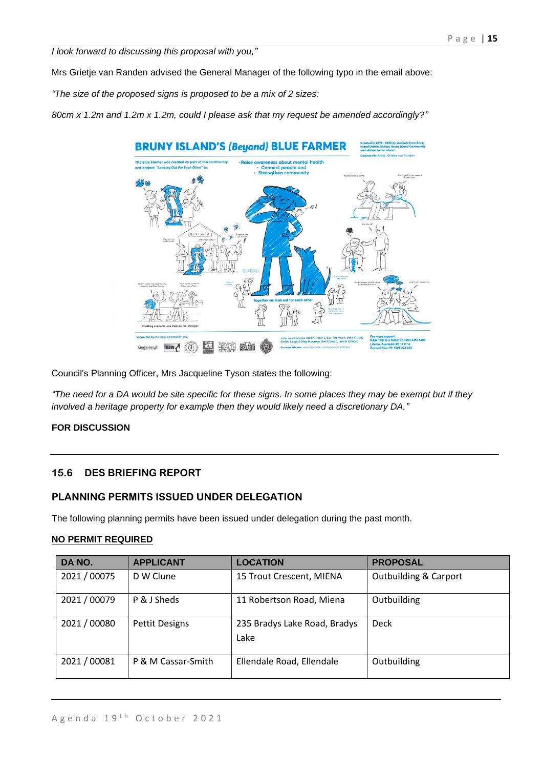*I look forward to discussing this proposal with you,"*

Mrs Grietje van Randen advised the General Manager of the following typo in the email above:

*"The size of the proposed signs is proposed to be a mix of 2 sizes:*

*80cm x 1.2m and 1.2m x 1.2m, could I please ask that my request be amended accordingly?"*

Council's Planning Officer, Mrs Jacqueline Tyson states the following:

*"The need for a DA would be site specific for these signs. In some places they may be exempt but if they involved a heritage property for example then they would likely need a discretionary DA."*

**FOR DISCUSSION**

---

## 15.6 DES BRIEFING REPORT

### PLANNING PERMITS ISSUED UNDER DELEGATION

The following planning permits have been issued under delegation during the past month.

**NO PERMIT REQUIRED**

| DA NO. | APPLICANT | LOCATION | PROPOSAL |
|---|---|---|---|
| 2021 / 00075 | D W Clune | 15 Trout Crescent, MIENA | Outbuilding & Carport |
| 2021 / 00079 | P & J Sheds | 11 Robertson Road, Miena | Outbuilding |
| 2021 / 00080 | Pettit Designs | 235 Bradys Lake Road, Bradys Lake | Deck |
| 2021 / 00081 | P & M Cassar-Smith | Ellendale Road, Ellendale | Outbuilding |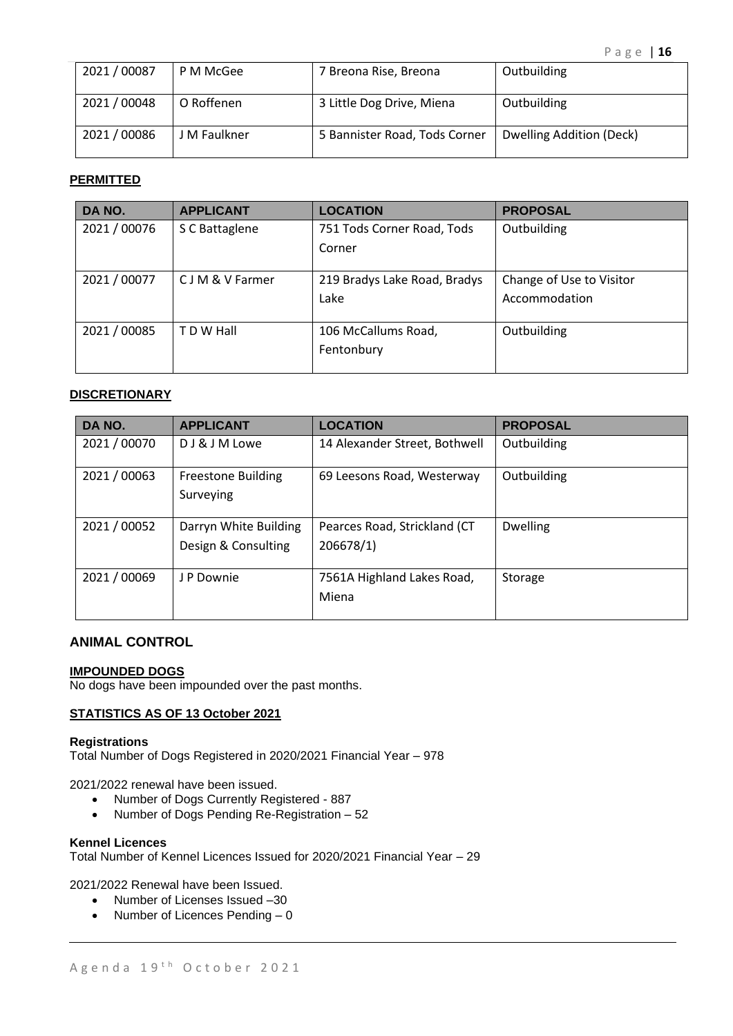| 2021 / 00087 | P M McGee | 7 Breona Rise, Breona | Outbuilding |
|---|---|---|---|
| 2021 / 00048 | O Roffenen | 3 Little Dog Drive, Miena | Outbuilding |
| 2021 / 00086 | J M Faulkner | 5 Bannister Road, Tods Corner | Dwelling Addition (Deck) |

**PERMITTED**

| DA NO. | APPLICANT | LOCATION | PROPOSAL |
|---|---|---|---|
| 2021 / 00076 | S C Battaglene | 751 Tods Corner Road, Tods Corner | Outbuilding |
| 2021 / 00077 | C J M & V Farmer | 219 Bradys Lake Road, Bradys Lake | Change of Use to Visitor Accommodation |
| 2021 / 00085 | T D W Hall | 106 McCallums Road, Fentonbury | Outbuilding |

**DISCRETIONARY**

| DA NO. | APPLICANT | LOCATION | PROPOSAL |
|---|---|---|---|
| 2021 / 00070 | D J & J M Lowe | 14 Alexander Street, Bothwell | Outbuilding |
| 2021 / 00063 | Freestone Building Surveying | 69 Leesons Road, Westerway | Outbuilding |
| 2021 / 00052 | Darryn White Building Design & Consulting | Pearces Road, Strickland (CT 206678/1) | Dwelling |
| 2021 / 00069 | J P Downie | 7561A Highland Lakes Road, Miena | Storage |

## ANIMAL CONTROL

**IMPOUNDED DOGS**

No dogs have been impounded over the past months.

**STATISTICS AS OF 13 October 2021**

**Registrations**

Total Number of Dogs Registered in 2020/2021 Financial Year – 978

2021/2022 renewal have been issued.

- Number of Dogs Currently Registered - 887
- Number of Dogs Pending Re-Registration – 52

**Kennel Licences**

Total Number of Kennel Licences Issued for 2020/2021 Financial Year – 29

2021/2022 Renewal have been Issued.

- Number of Licenses Issued –30
- Number of Licences Pending – 0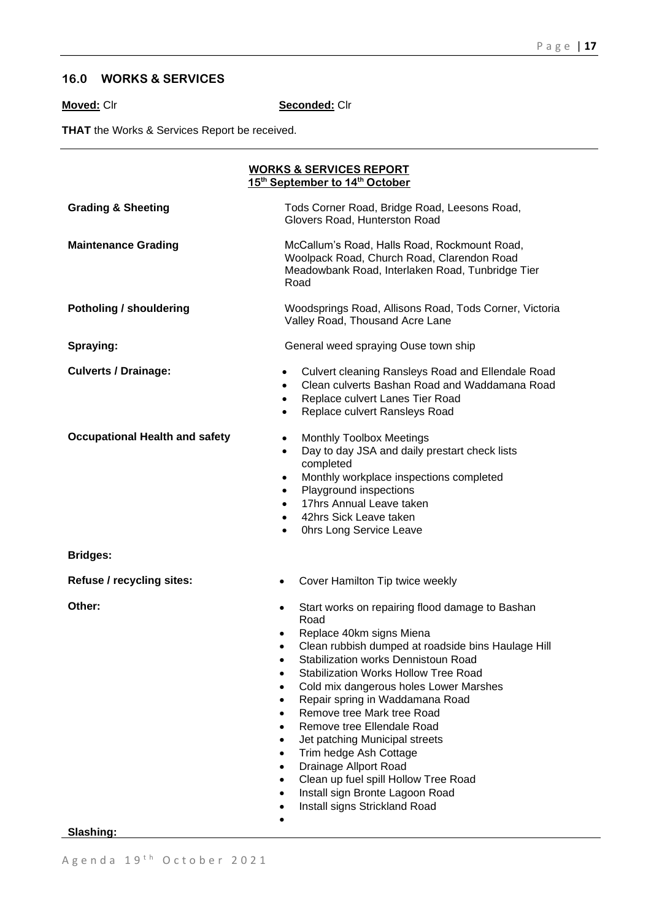## 16.0 WORKS & SERVICES

**Moved:** Clr **Seconded:** Clr

**THAT** the Works & Services Report be received.

---

**WORKS & SERVICES REPORT**
**15th September to 14th October**

| | |
|---|---|
| **Grading & Sheeting** | Tods Corner Road, Bridge Road, Leesons Road, Glovers Road, Hunterston Road |
| **Maintenance Grading** | McCallum's Road, Halls Road, Rockmount Road, Woolpack Road, Church Road, Clarendon Road Meadowbank Road, Interlaken Road, Tunbridge Tier Road |
| **Potholing / shouldering** | Woodsprings Road, Allisons Road, Tods Corner, Victoria Valley Road, Thousand Acre Lane |
| **Spraying:** | General weed spraying Ouse town ship |
| **Culverts / Drainage:** | • Culvert cleaning Ransleys Road and Ellendale Road<br>• Clean culverts Bashan Road and Waddamana Road<br>• Replace culvert Lanes Tier Road<br>• Replace culvert Ransleys Road |
| **Occupational Health and safety** | • Monthly Toolbox Meetings<br>• Day to day JSA and daily prestart check lists completed<br>• Monthly workplace inspections completed<br>• Playground inspections<br>• 17hrs Annual Leave taken<br>• 42hrs Sick Leave taken<br>• 0hrs Long Service Leave |
| **Bridges:** | |
| **Refuse / recycling sites:** | • Cover Hamilton Tip twice weekly |
| **Other:** | • Start works on repairing flood damage to Bashan Road<br>• Replace 40km signs Miena<br>• Clean rubbish dumped at roadside bins Haulage Hill<br>• Stabilization works Dennistoun Road<br>• Stabilization Works Hollow Tree Road<br>• Cold mix dangerous holes Lower Marshes<br>• Repair spring in Waddamana Road<br>• Remove tree Mark tree Road<br>• Remove tree Ellendale Road<br>• Jet patching Municipal streets<br>• Trim hedge Ash Cottage<br>• Drainage Allport Road<br>• Clean up fuel spill Hollow Tree Road<br>• Install sign Bronte Lagoon Road<br>• Install signs Strickland Road<br>• |
| **Slashing:** | |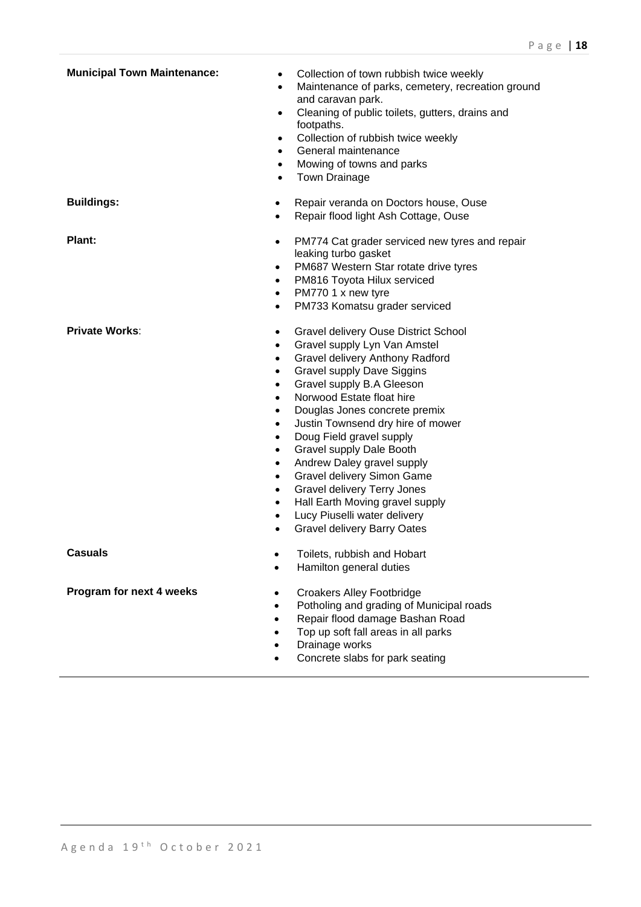**Municipal Town Maintenance:**

- Collection of town rubbish twice weekly
- Maintenance of parks, cemetery, recreation ground and caravan park.
- Cleaning of public toilets, gutters, drains and footpaths.
- Collection of rubbish twice weekly
- General maintenance
- Mowing of towns and parks
- Town Drainage

**Buildings:**

- Repair veranda on Doctors house, Ouse
- Repair flood light Ash Cottage, Ouse

**Plant:**

- PM774 Cat grader serviced new tyres and repair leaking turbo gasket
- PM687 Western Star rotate drive tyres
- PM816 Toyota Hilux serviced
- PM770 1 x new tyre
- PM733 Komatsu grader serviced

**Private Works**:

- Gravel delivery Ouse District School
- Gravel supply Lyn Van Amstel
- Gravel delivery Anthony Radford
- Gravel supply Dave Siggins
- Gravel supply B.A Gleeson
- Norwood Estate float hire
- Douglas Jones concrete premix
- Justin Townsend dry hire of mower
- Doug Field gravel supply
- Gravel supply Dale Booth
- Andrew Daley gravel supply
- Gravel delivery Simon Game
- Gravel delivery Terry Jones
- Hall Earth Moving gravel supply
- Lucy Piuselli water delivery
- Gravel delivery Barry Oates

**Casuals**

- Toilets, rubbish and Hobart
- Hamilton general duties

**Program for next 4 weeks**

- Croakers Alley Footbridge
- Potholing and grading of Municipal roads
- Repair flood damage Bashan Road
- Top up soft fall areas in all parks
- Drainage works
- Concrete slabs for park seating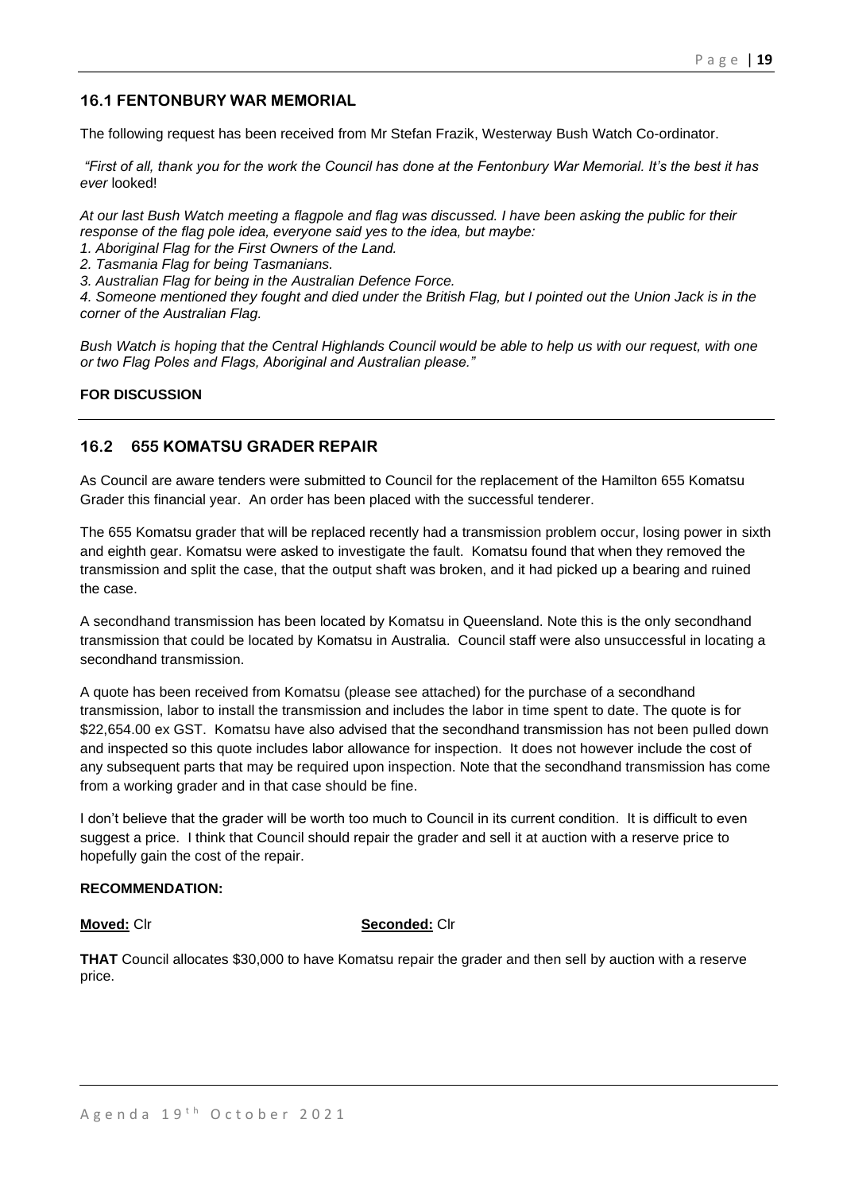## 16.1 FENTONBURY WAR MEMORIAL

The following request has been received from Mr Stefan Frazik, Westerway Bush Watch Co-ordinator.

*"First of all, thank you for the work the Council has done at the Fentonbury War Memorial. It's the best it has ever* looked!

*At our last Bush Watch meeting a flagpole and flag was discussed. I have been asking the public for their response of the flag pole idea, everyone said yes to the idea, but maybe:*

*1. Aboriginal Flag for the First Owners of the Land.*
*2. Tasmania Flag for being Tasmanians.*
*3. Australian Flag for being in the Australian Defence Force.*
*4. Someone mentioned they fought and died under the British Flag, but I pointed out the Union Jack is in the corner of the Australian Flag.*

*Bush Watch is hoping that the Central Highlands Council would be able to help us with our request, with one or two Flag Poles and Flags, Aboriginal and Australian please."*

**FOR DISCUSSION**

---

## 16.2 655 KOMATSU GRADER REPAIR

As Council are aware tenders were submitted to Council for the replacement of the Hamilton 655 Komatsu Grader this financial year. An order has been placed with the successful tenderer.

The 655 Komatsu grader that will be replaced recently had a transmission problem occur, losing power in sixth and eighth gear. Komatsu were asked to investigate the fault. Komatsu found that when they removed the transmission and split the case, that the output shaft was broken, and it had picked up a bearing and ruined the case.

A secondhand transmission has been located by Komatsu in Queensland. Note this is the only secondhand transmission that could be located by Komatsu in Australia. Council staff were also unsuccessful in locating a secondhand transmission.

A quote has been received from Komatsu (please see attached) for the purchase of a secondhand transmission, labor to install the transmission and includes the labor in time spent to date. The quote is for $22,654.00 ex GST. Komatsu have also advised that the secondhand transmission has not been pulled down and inspected so this quote includes labor allowance for inspection. It does not however include the cost of any subsequent parts that may be required upon inspection. Note that the secondhand transmission has come from a working grader and in that case should be fine.

I don't believe that the grader will be worth too much to Council in its current condition. It is difficult to even suggest a price. I think that Council should repair the grader and sell it at auction with a reserve price to hopefully gain the cost of the repair.

**RECOMMENDATION:**

**Moved:** Clr **Seconded:** Clr

**THAT** Council allocates $30,000 to have Komatsu repair the grader and then sell by auction with a reserve price.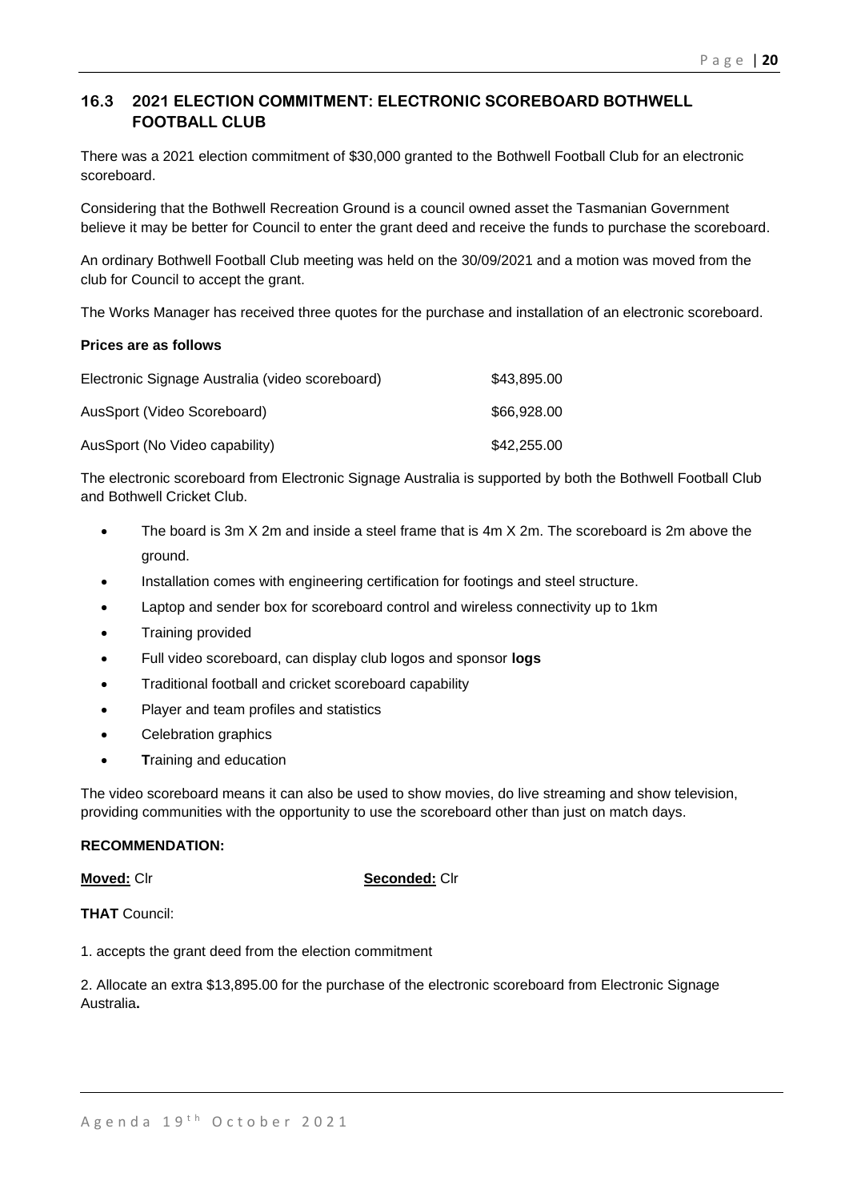## 16.3 2021 ELECTION COMMITMENT: ELECTRONIC SCOREBOARD BOTHWELL FOOTBALL CLUB

There was a 2021 election commitment of $30,000 granted to the Bothwell Football Club for an electronic scoreboard.

Considering that the Bothwell Recreation Ground is a council owned asset the Tasmanian Government believe it may be better for Council to enter the grant deed and receive the funds to purchase the scoreboard.

An ordinary Bothwell Football Club meeting was held on the 30/09/2021 and a motion was moved from the club for Council to accept the grant.

The Works Manager has received three quotes for the purchase and installation of an electronic scoreboard.

**Prices are as follows**

| | |
|---|---|
| Electronic Signage Australia (video scoreboard) | $43,895.00 |
| AusSport (Video Scoreboard) | $66,928.00 |
| AusSport (No Video capability) | $42,255.00 |

The electronic scoreboard from Electronic Signage Australia is supported by both the Bothwell Football Club and Bothwell Cricket Club.

- The board is 3m X 2m and inside a steel frame that is 4m X 2m. The scoreboard is 2m above the ground.
- Installation comes with engineering certification for footings and steel structure.
- Laptop and sender box for scoreboard control and wireless connectivity up to 1km
- Training provided
- Full video scoreboard, can display club logos and sponsor **logs**
- Traditional football and cricket scoreboard capability
- Player and team profiles and statistics
- Celebration graphics
- **T**raining and education

The video scoreboard means it can also be used to show movies, do live streaming and show television, providing communities with the opportunity to use the scoreboard other than just on match days.

**RECOMMENDATION:**

**Moved:** Clr **Seconded:** Clr

**THAT** Council:

1. accepts the grant deed from the election commitment

2. Allocate an extra $13,895.00 for the purchase of the electronic scoreboard from Electronic Signage Australia**.**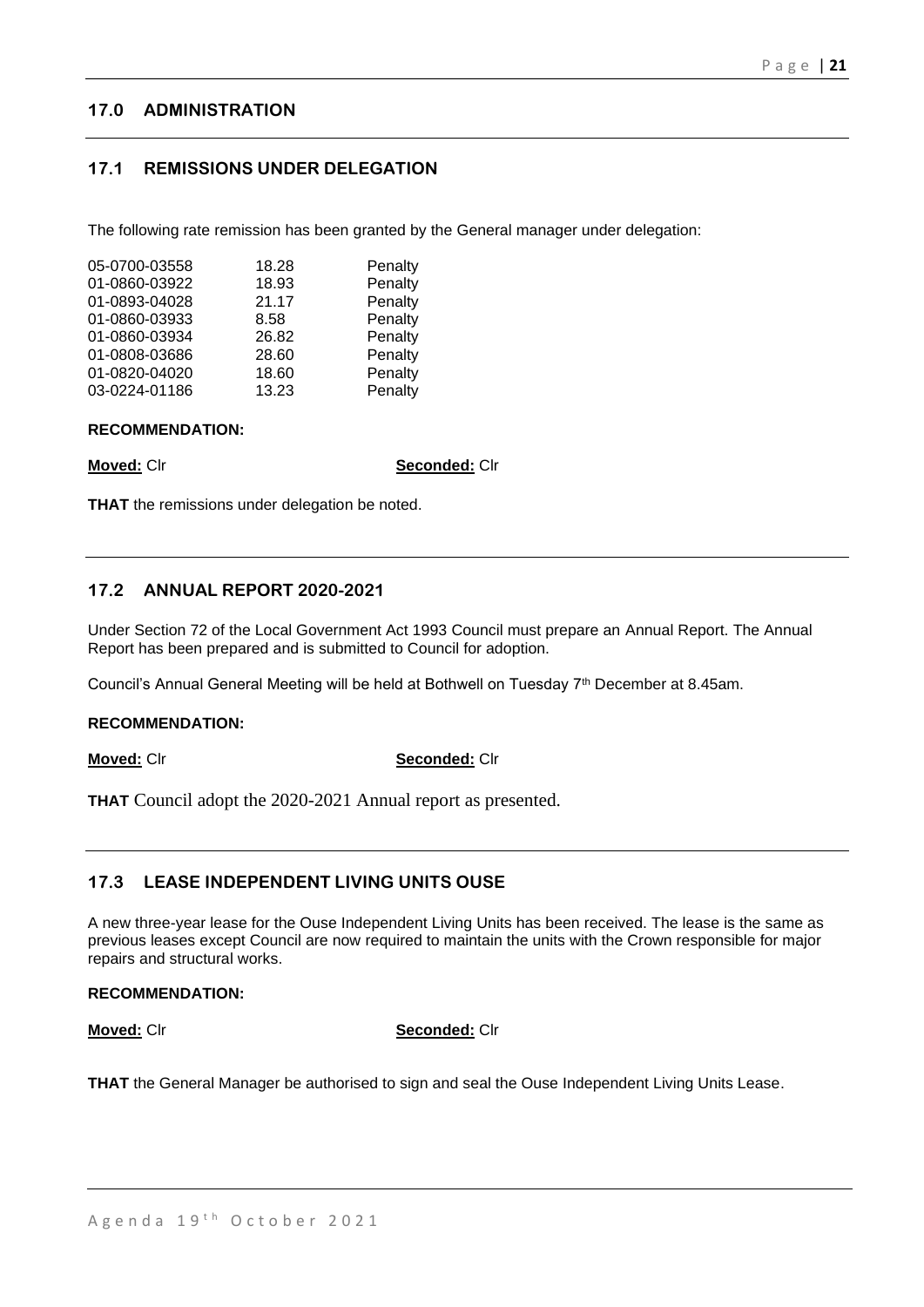## 17.0 ADMINISTRATION

### 17.1 REMISSIONS UNDER DELEGATION

The following rate remission has been granted by the General manager under delegation:

| | | |
|---|---|---|
| 05-0700-03558 | 18.28 | Penalty |
| 01-0860-03922 | 18.93 | Penalty |
| 01-0893-04028 | 21.17 | Penalty |
| 01-0860-03933 | 8.58 | Penalty |
| 01-0860-03934 | 26.82 | Penalty |
| 01-0808-03686 | 28.60 | Penalty |
| 01-0820-04020 | 18.60 | Penalty |
| 03-0224-01186 | 13.23 | Penalty |

**RECOMMENDATION:**

**Moved:** Clr **Seconded:** Clr

**THAT** the remissions under delegation be noted.

### 17.2 ANNUAL REPORT 2020-2021

Under Section 72 of the Local Government Act 1993 Council must prepare an Annual Report. The Annual Report has been prepared and is submitted to Council for adoption.

Council's Annual General Meeting will be held at Bothwell on Tuesday 7th December at 8.45am.

**RECOMMENDATION:**

**Moved:** Clr **Seconded:** Clr

**THAT** Council adopt the 2020-2021 Annual report as presented.

### 17.3 LEASE INDEPENDENT LIVING UNITS OUSE

A new three-year lease for the Ouse Independent Living Units has been received. The lease is the same as previous leases except Council are now required to maintain the units with the Crown responsible for major repairs and structural works.

**RECOMMENDATION:**

**Moved:** Clr **Seconded:** Clr

**THAT** the General Manager be authorised to sign and seal the Ouse Independent Living Units Lease.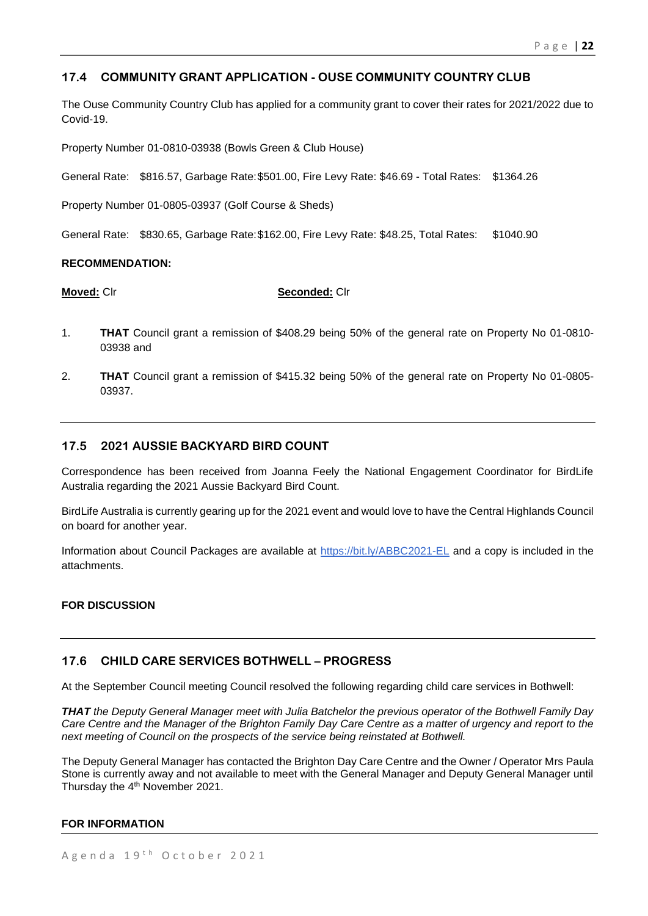## 17.4 COMMUNITY GRANT APPLICATION - OUSE COMMUNITY COUNTRY CLUB

The Ouse Community Country Club has applied for a community grant to cover their rates for 2021/2022 due to Covid-19.

Property Number 01-0810-03938 (Bowls Green & Club House)

General Rate: $816.57, Garbage Rate: $501.00, Fire Levy Rate: $46.69 - Total Rates: $1364.26

Property Number 01-0805-03937 (Golf Course & Sheds)

General Rate: $830.65, Garbage Rate: $162.00, Fire Levy Rate: $48.25, Total Rates: $1040.90

**RECOMMENDATION:**

**Moved:** Clr **Seconded:** Clr

1. **THAT** Council grant a remission of $408.29 being 50% of the general rate on Property No 01-0810-03938 and
2. **THAT** Council grant a remission of $415.32 being 50% of the general rate on Property No 01-0805-03937.

---

## 17.5 2021 AUSSIE BACKYARD BIRD COUNT

Correspondence has been received from Joanna Feely the National Engagement Coordinator for BirdLife Australia regarding the 2021 Aussie Backyard Bird Count.

BirdLife Australia is currently gearing up for the 2021 event and would love to have the Central Highlands Council on board for another year.

Information about Council Packages are available at https://bit.ly/ABBC2021-EL and a copy is included in the attachments.

**FOR DISCUSSION**

---

## 17.6 CHILD CARE SERVICES BOTHWELL – PROGRESS

At the September Council meeting Council resolved the following regarding child care services in Bothwell:

***THAT*** *the Deputy General Manager meet with Julia Batchelor the previous operator of the Bothwell Family Day Care Centre and the Manager of the Brighton Family Day Care Centre as a matter of urgency and report to the next meeting of Council on the prospects of the service being reinstated at Bothwell.*

The Deputy General Manager has contacted the Brighton Day Care Centre and the Owner / Operator Mrs Paula Stone is currently away and not available to meet with the General Manager and Deputy General Manager until Thursday the 4th November 2021.

**FOR INFORMATION**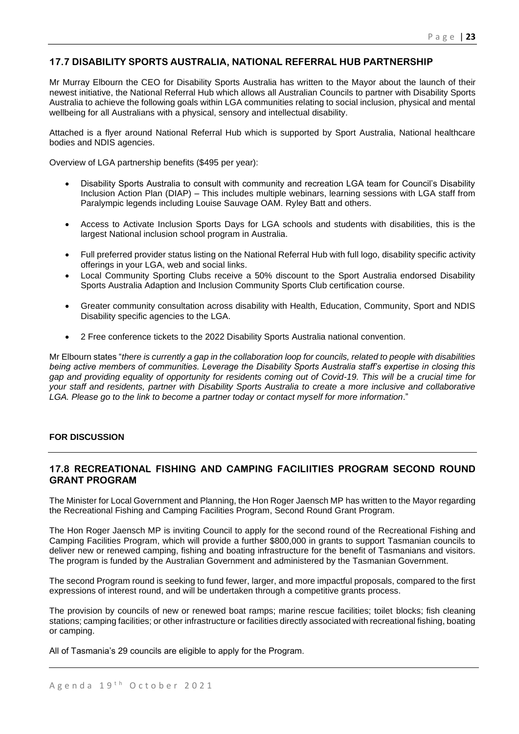## 17.7 DISABILITY SPORTS AUSTRALIA, NATIONAL REFERRAL HUB PARTNERSHIP

Mr Murray Elbourn the CEO for Disability Sports Australia has written to the Mayor about the launch of their newest initiative, the National Referral Hub which allows all Australian Councils to partner with Disability Sports Australia to achieve the following goals within LGA communities relating to social inclusion, physical and mental wellbeing for all Australians with a physical, sensory and intellectual disability.

Attached is a flyer around National Referral Hub which is supported by Sport Australia, National healthcare bodies and NDIS agencies.

Overview of LGA partnership benefits ($495 per year):

- Disability Sports Australia to consult with community and recreation LGA team for Council's Disability Inclusion Action Plan (DIAP) – This includes multiple webinars, learning sessions with LGA staff from Paralympic legends including Louise Sauvage OAM. Ryley Batt and others.
- Access to Activate Inclusion Sports Days for LGA schools and students with disabilities, this is the largest National inclusion school program in Australia.
- Full preferred provider status listing on the National Referral Hub with full logo, disability specific activity offerings in your LGA, web and social links.
- Local Community Sporting Clubs receive a 50% discount to the Sport Australia endorsed Disability Sports Australia Adaption and Inclusion Community Sports Club certification course.
- Greater community consultation across disability with Health, Education, Community, Sport and NDIS Disability specific agencies to the LGA.
- 2 Free conference tickets to the 2022 Disability Sports Australia national convention.

Mr Elbourn states "*there is currently a gap in the collaboration loop for councils, related to people with disabilities being active members of communities. Leverage the Disability Sports Australia staff's expertise in closing this gap and providing equality of opportunity for residents coming out of Covid-19. This will be a crucial time for your staff and residents, partner with Disability Sports Australia to create a more inclusive and collaborative LGA. Please go to the link to become a partner today or contact myself for more information*."

**FOR DISCUSSION**

## 17.8 RECREATIONAL FISHING AND CAMPING FACILIITIES PROGRAM SECOND ROUND GRANT PROGRAM

The Minister for Local Government and Planning, the Hon Roger Jaensch MP has written to the Mayor regarding the Recreational Fishing and Camping Facilities Program, Second Round Grant Program.

The Hon Roger Jaensch MP is inviting Council to apply for the second round of the Recreational Fishing and Camping Facilities Program, which will provide a further $800,000 in grants to support Tasmanian councils to deliver new or renewed camping, fishing and boating infrastructure for the benefit of Tasmanians and visitors. The program is funded by the Australian Government and administered by the Tasmanian Government.

The second Program round is seeking to fund fewer, larger, and more impactful proposals, compared to the first expressions of interest round, and will be undertaken through a competitive grants process.

The provision by councils of new or renewed boat ramps; marine rescue facilities; toilet blocks; fish cleaning stations; camping facilities; or other infrastructure or facilities directly associated with recreational fishing, boating or camping.

All of Tasmania's 29 councils are eligible to apply for the Program.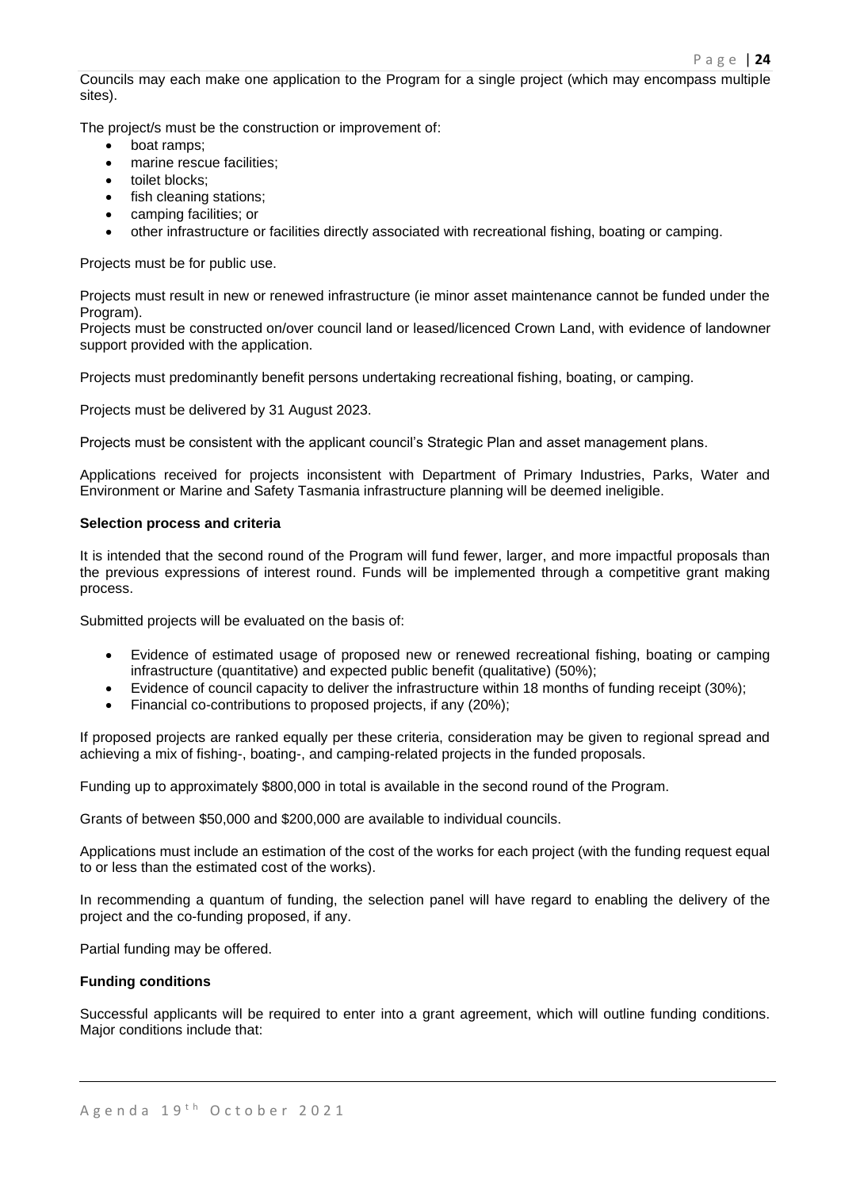Councils may each make one application to the Program for a single project (which may encompass multiple sites).

The project/s must be the construction or improvement of:

- boat ramps;
- marine rescue facilities;
- toilet blocks;
- fish cleaning stations;
- camping facilities; or
- other infrastructure or facilities directly associated with recreational fishing, boating or camping.

Projects must be for public use.

Projects must result in new or renewed infrastructure (ie minor asset maintenance cannot be funded under the Program).

Projects must be constructed on/over council land or leased/licenced Crown Land, with evidence of landowner support provided with the application.

Projects must predominantly benefit persons undertaking recreational fishing, boating, or camping.

Projects must be delivered by 31 August 2023.

Projects must be consistent with the applicant council's Strategic Plan and asset management plans.

Applications received for projects inconsistent with Department of Primary Industries, Parks, Water and Environment or Marine and Safety Tasmania infrastructure planning will be deemed ineligible.

**Selection process and criteria**

It is intended that the second round of the Program will fund fewer, larger, and more impactful proposals than the previous expressions of interest round. Funds will be implemented through a competitive grant making process.

Submitted projects will be evaluated on the basis of:

- Evidence of estimated usage of proposed new or renewed recreational fishing, boating or camping infrastructure (quantitative) and expected public benefit (qualitative) (50%);
- Evidence of council capacity to deliver the infrastructure within 18 months of funding receipt (30%);
- Financial co-contributions to proposed projects, if any (20%);

If proposed projects are ranked equally per these criteria, consideration may be given to regional spread and achieving a mix of fishing-, boating-, and camping-related projects in the funded proposals.

Funding up to approximately $800,000 in total is available in the second round of the Program.

Grants of between $50,000 and $200,000 are available to individual councils.

Applications must include an estimation of the cost of the works for each project (with the funding request equal to or less than the estimated cost of the works).

In recommending a quantum of funding, the selection panel will have regard to enabling the delivery of the project and the co-funding proposed, if any.

Partial funding may be offered.

**Funding conditions**

Successful applicants will be required to enter into a grant agreement, which will outline funding conditions. Major conditions include that: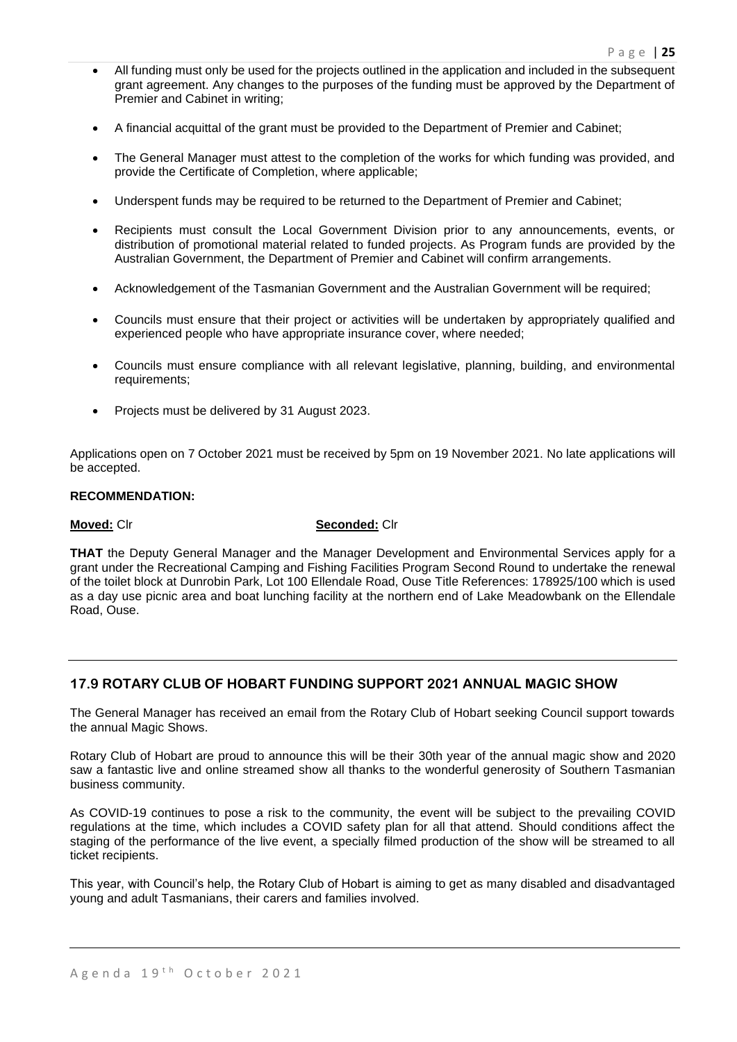- All funding must only be used for the projects outlined in the application and included in the subsequent grant agreement. Any changes to the purposes of the funding must be approved by the Department of Premier and Cabinet in writing;
- A financial acquittal of the grant must be provided to the Department of Premier and Cabinet;
- The General Manager must attest to the completion of the works for which funding was provided, and provide the Certificate of Completion, where applicable;
- Underspent funds may be required to be returned to the Department of Premier and Cabinet;
- Recipients must consult the Local Government Division prior to any announcements, events, or distribution of promotional material related to funded projects. As Program funds are provided by the Australian Government, the Department of Premier and Cabinet will confirm arrangements.
- Acknowledgement of the Tasmanian Government and the Australian Government will be required;
- Councils must ensure that their project or activities will be undertaken by appropriately qualified and experienced people who have appropriate insurance cover, where needed;
- Councils must ensure compliance with all relevant legislative, planning, building, and environmental requirements;
- Projects must be delivered by 31 August 2023.

Applications open on 7 October 2021 must be received by 5pm on 19 November 2021. No late applications will be accepted.

**RECOMMENDATION:**

**Moved:** Clr **Seconded:** Clr

**THAT** the Deputy General Manager and the Manager Development and Environmental Services apply for a grant under the Recreational Camping and Fishing Facilities Program Second Round to undertake the renewal of the toilet block at Dunrobin Park, Lot 100 Ellendale Road, Ouse Title References: 178925/100 which is used as a day use picnic area and boat lunching facility at the northern end of Lake Meadowbank on the Ellendale Road, Ouse.

---

## 17.9 ROTARY CLUB OF HOBART FUNDING SUPPORT 2021 ANNUAL MAGIC SHOW

The General Manager has received an email from the Rotary Club of Hobart seeking Council support towards the annual Magic Shows.

Rotary Club of Hobart are proud to announce this will be their 30th year of the annual magic show and 2020 saw a fantastic live and online streamed show all thanks to the wonderful generosity of Southern Tasmanian business community.

As COVID-19 continues to pose a risk to the community, the event will be subject to the prevailing COVID regulations at the time, which includes a COVID safety plan for all that attend. Should conditions affect the staging of the performance of the live event, a specially filmed production of the show will be streamed to all ticket recipients.

This year, with Council's help, the Rotary Club of Hobart is aiming to get as many disabled and disadvantaged young and adult Tasmanians, their carers and families involved.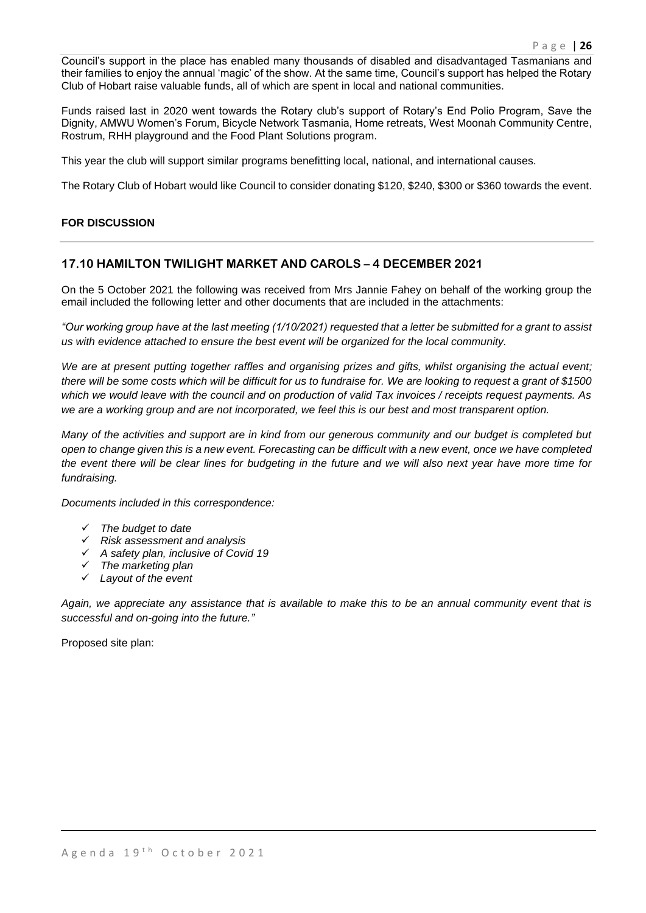Council's support in the place has enabled many thousands of disabled and disadvantaged Tasmanians and their families to enjoy the annual 'magic' of the show. At the same time, Council's support has helped the Rotary Club of Hobart raise valuable funds, all of which are spent in local and national communities.

Funds raised last in 2020 went towards the Rotary club's support of Rotary's End Polio Program, Save the Dignity, AMWU Women's Forum, Bicycle Network Tasmania, Home retreats, West Moonah Community Centre, Rostrum, RHH playground and the Food Plant Solutions program.

This year the club will support similar programs benefitting local, national, and international causes.

The Rotary Club of Hobart would like Council to consider donating $120, $240, $300 or $360 towards the event.

**FOR DISCUSSION**

## 17.10 HAMILTON TWILIGHT MARKET AND CAROLS – 4 DECEMBER 2021

On the 5 October 2021 the following was received from Mrs Jannie Fahey on behalf of the working group the email included the following letter and other documents that are included in the attachments:

*"Our working group have at the last meeting (1/10/2021) requested that a letter be submitted for a grant to assist us with evidence attached to ensure the best event will be organized for the local community.*

*We are at present putting together raffles and organising prizes and gifts, whilst organising the actual event; there will be some costs which will be difficult for us to fundraise for. We are looking to request a grant of $1500 which we would leave with the council and on production of valid Tax invoices / receipts request payments. As we are a working group and are not incorporated, we feel this is our best and most transparent option.*

*Many of the activities and support are in kind from our generous community and our budget is completed but open to change given this is a new event. Forecasting can be difficult with a new event, once we have completed the event there will be clear lines for budgeting in the future and we will also next year have more time for fundraising.*

*Documents included in this correspondence:*

- ✓ *The budget to date*
- ✓ *Risk assessment and analysis*
- ✓ *A safety plan, inclusive of Covid 19*
- ✓ *The marketing plan*
- ✓ *Layout of the event*

*Again, we appreciate any assistance that is available to make this to be an annual community event that is successful and on-going into the future."*

Proposed site plan: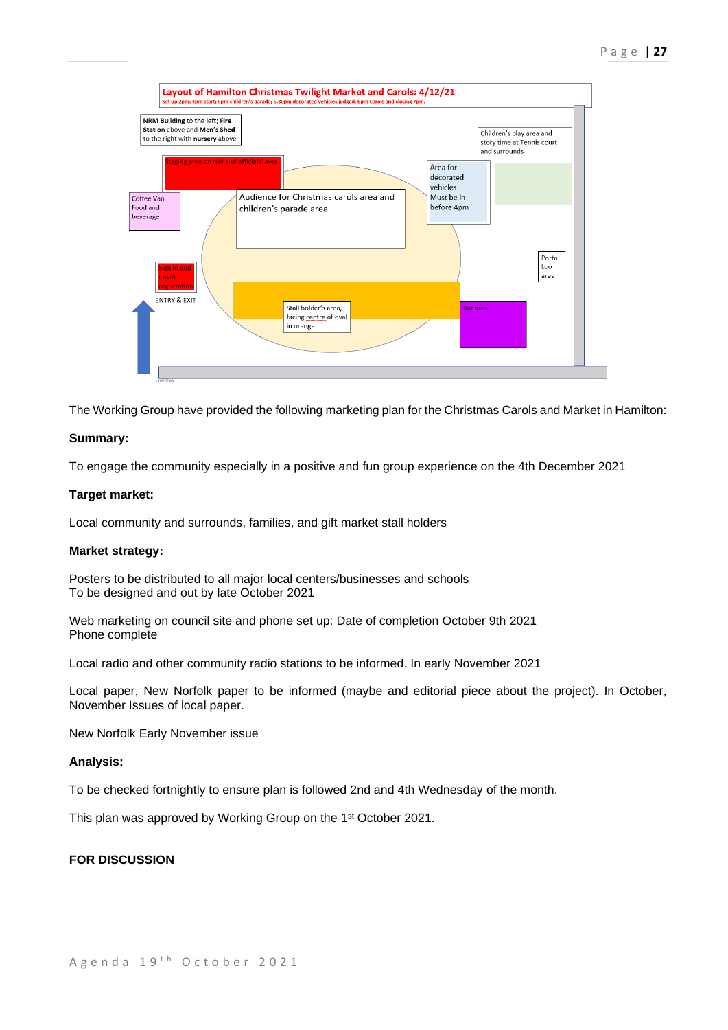**Layout of Hamilton Christmas Twilight Market and Carols: 4/12/21**
Set up 2pm; 4pm start; 5pm children's parade; 5.30pm decorated vehicles judged; 6pm Carols and closing 7pm.

NRM Building to the left; Fire Station above and Men's Shed to the right with nursery above

Staging area on rise and officials' area

Coffee Van Food and beverage

Audience for Christmas carols area and children's parade area

Area for decorated vehicles Must be in before 4pm

Children's play area and story time at Tennis court and surrounds

Porta Loo area

Sign in and Covid registration

ENTRY & EXIT

Stall holder's area, facing centre of oval in orange

Bar area

The Working Group have provided the following marketing plan for the Christmas Carols and Market in Hamilton:

**Summary:**

To engage the community especially in a positive and fun group experience on the 4th December 2021

**Target market:**

Local community and surrounds, families, and gift market stall holders

**Market strategy:**

Posters to be distributed to all major local centers/businesses and schools
To be designed and out by late October 2021

Web marketing on council site and phone set up: Date of completion October 9th 2021
Phone complete

Local radio and other community radio stations to be informed. In early November 2021

Local paper, New Norfolk paper to be informed (maybe and editorial piece about the project). In October, November Issues of local paper.

New Norfolk Early November issue

**Analysis:**

To be checked fortnightly to ensure plan is followed 2nd and 4th Wednesday of the month.

This plan was approved by Working Group on the 1st October 2021.

**FOR DISCUSSION**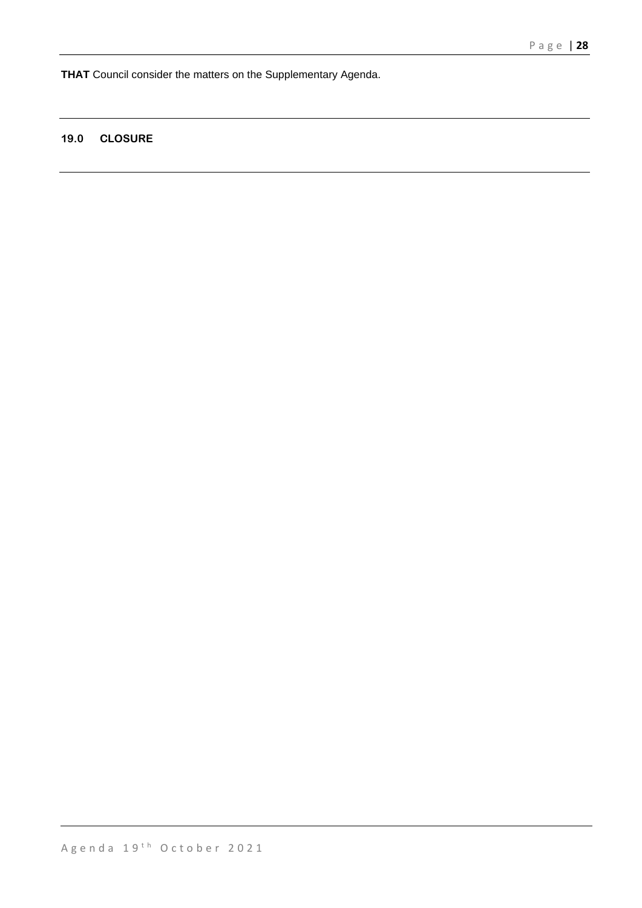**THAT** Council consider the matters on the Supplementary Agenda.

---

## 19.0 CLOSURE

---